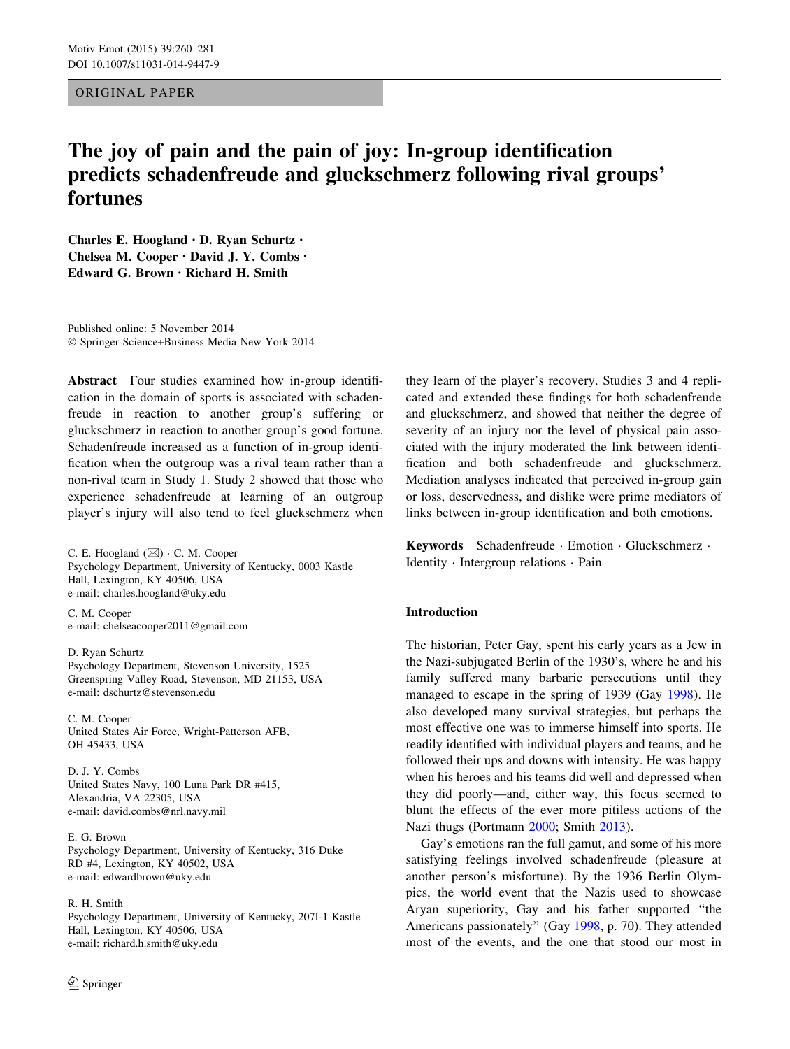ORIGINAL PAPER

# The joy of pain and the pain of joy: In-group identification predicts schadenfreude and gluckschmerz following rival groups' fortunes

**Charles E. Hoogland · D. Ryan Schurtz · Chelsea M. Cooper · David J. Y. Combs · Edward G. Brown · Richard H. Smith**

Published online: 5 November 2014
© Springer Science+Business Media New York 2014

**Abstract** Four studies examined how in-group identification in the domain of sports is associated with schadenfreude in reaction to another group's suffering or gluckschmerz in reaction to another group's good fortune. Schadenfreude increased as a function of in-group identification when the outgroup was a rival team rather than a non-rival team in Study 1. Study 2 showed that those who experience schadenfreude at learning of an outgroup player's injury will also tend to feel gluckschmerz when they learn of the player's recovery. Studies 3 and 4 replicated and extended these findings for both schadenfreude and gluckschmerz, and showed that neither the degree of severity of an injury nor the level of physical pain associated with the injury moderated the link between identification and both schadenfreude and gluckschmerz. Mediation analyses indicated that perceived in-group gain or loss, deservedness, and dislike were prime mediators of links between in-group identification and both emotions.

**Keywords** Schadenfreude · Emotion · Gluckschmerz · Identity · Intergroup relations · Pain

C. E. Hoogland (✉) · C. M. Cooper
Psychology Department, University of Kentucky, 0003 Kastle Hall, Lexington, KY 40506, USA
e-mail: charles.hoogland@uky.edu

C. M. Cooper
e-mail: chelseacooper2011@gmail.com

D. Ryan Schurtz
Psychology Department, Stevenson University, 1525 Greenspring Valley Road, Stevenson, MD 21153, USA
e-mail: dschurtz@stevenson.edu

C. M. Cooper
United States Air Force, Wright-Patterson AFB, OH 45433, USA

D. J. Y. Combs
United States Navy, 100 Luna Park DR #415, Alexandria, VA 22305, USA
e-mail: david.combs@nrl.navy.mil

E. G. Brown
Psychology Department, University of Kentucky, 316 Duke RD #4, Lexington, KY 40502, USA
e-mail: edwardbrown@uky.edu

R. H. Smith
Psychology Department, University of Kentucky, 207I-1 Kastle Hall, Lexington, KY 40506, USA
e-mail: richard.h.smith@uky.edu

## Introduction

The historian, Peter Gay, spent his early years as a Jew in the Nazi-subjugated Berlin of the 1930's, where he and his family suffered many barbaric persecutions until they managed to escape in the spring of 1939 (Gay 1998). He also developed many survival strategies, but perhaps the most effective one was to immerse himself into sports. He readily identified with individual players and teams, and he followed their ups and downs with intensity. He was happy when his heroes and his teams did well and depressed when they did poorly—and, either way, this focus seemed to blunt the effects of the ever more pitiless actions of the Nazi thugs (Portmann 2000; Smith 2013).

Gay's emotions ran the full gamut, and some of his more satisfying feelings involved schadenfreude (pleasure at another person's misfortune). By the 1936 Berlin Olympics, the world event that the Nazis used to showcase Aryan superiority, Gay and his father supported "the Americans passionately" (Gay 1998, p. 70). They attended most of the events, and the one that stood our most in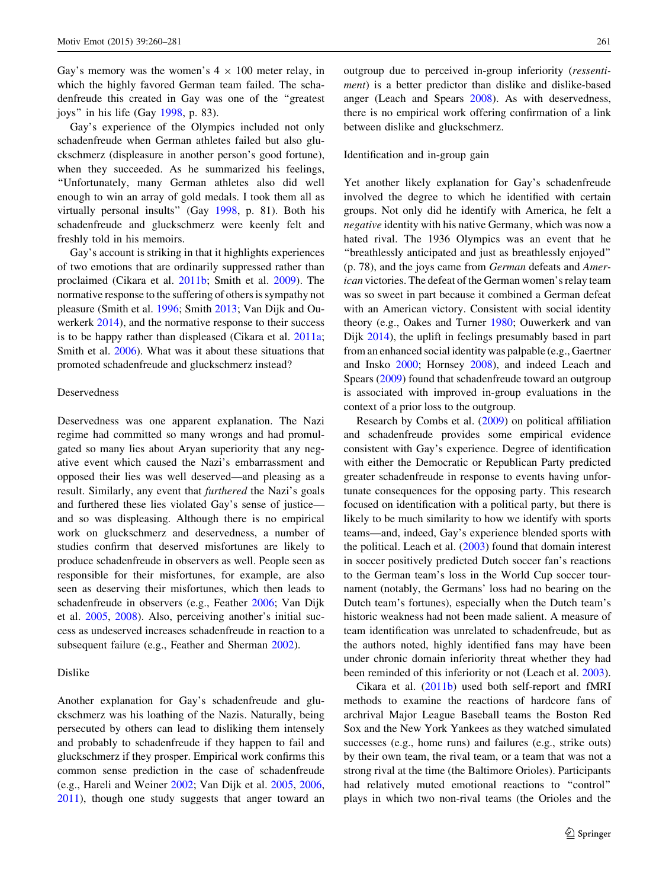Gay's memory was the women's $4 \times 100$ meter relay, in which the highly favored German team failed. The schadenfreude this created in Gay was one of the "greatest joys" in his life (Gay 1998, p. 83).

Gay's experience of the Olympics included not only schadenfreude when German athletes failed but also gluckschmerz (displeasure in another person's good fortune), when they succeeded. As he summarized his feelings, "Unfortunately, many German athletes also did well enough to win an array of gold medals. I took them all as virtually personal insults" (Gay 1998, p. 81). Both his schadenfreude and gluckschmerz were keenly felt and freshly told in his memoirs.

Gay's account is striking in that it highlights experiences of two emotions that are ordinarily suppressed rather than proclaimed (Cikara et al. 2011b; Smith et al. 2009). The normative response to the suffering of others is sympathy not pleasure (Smith et al. 1996; Smith 2013; Van Dijk and Ouwerkerk 2014), and the normative response to their success is to be happy rather than displeased (Cikara et al. 2011a; Smith et al. 2006). What was it about these situations that promoted schadenfreude and gluckschmerz instead?

### Deservedness

Deservedness was one apparent explanation. The Nazi regime had committed so many wrongs and had promulgated so many lies about Aryan superiority that any negative event which caused the Nazi's embarrassment and opposed their lies was well deserved—and pleasing as a result. Similarly, any event that *furthered* the Nazi's goals and furthered these lies violated Gay's sense of justice—and so was displeasing. Although there is no empirical work on gluckschmerz and deservedness, a number of studies confirm that deserved misfortunes are likely to produce schadenfreude in observers as well. People seen as responsible for their misfortunes, for example, are also seen as deserving their misfortunes, which then leads to schadenfreude in observers (e.g., Feather 2006; Van Dijk et al. 2005, 2008). Also, perceiving another's initial success as undeserved increases schadenfreude in reaction to a subsequent failure (e.g., Feather and Sherman 2002).

### Dislike

Another explanation for Gay's schadenfreude and gluckschmerz was his loathing of the Nazis. Naturally, being persecuted by others can lead to disliking them intensely and probably to schadenfreude if they happen to fail and gluckschmerz if they prosper. Empirical work confirms this common sense prediction in the case of schadenfreude (e.g., Hareli and Weiner 2002; Van Dijk et al. 2005, 2006, 2011), though one study suggests that anger toward an outgroup due to perceived in-group inferiority (*ressentiment*) is a better predictor than dislike and dislike-based anger (Leach and Spears 2008). As with deservedness, there is no empirical work offering confirmation of a link between dislike and gluckschmerz.

### Identification and in-group gain

Yet another likely explanation for Gay's schadenfreude involved the degree to which he identified with certain groups. Not only did he identify with America, he felt a *negative* identity with his native Germany, which was now a hated rival. The 1936 Olympics was an event that he "breathlessly anticipated and just as breathlessly enjoyed" (p. 78), and the joys came from *German* defeats and *American* victories. The defeat of the German women's relay team was so sweet in part because it combined a German defeat with an American victory. Consistent with social identity theory (e.g., Oakes and Turner 1980; Ouwerkerk and van Dijk 2014), the uplift in feelings presumably based in part from an enhanced social identity was palpable (e.g., Gaertner and Insko 2000; Hornsey 2008), and indeed Leach and Spears (2009) found that schadenfreude toward an outgroup is associated with improved in-group evaluations in the context of a prior loss to the outgroup.

Research by Combs et al. (2009) on political affiliation and schadenfreude provides some empirical evidence consistent with Gay's experience. Degree of identification with either the Democratic or Republican Party predicted greater schadenfreude in response to events having unfortunate consequences for the opposing party. This research focused on identification with a political party, but there is likely to be much similarity to how we identify with sports teams—and, indeed, Gay's experience blended sports with the political. Leach et al. (2003) found that domain interest in soccer positively predicted Dutch soccer fan's reactions to the German team's loss in the World Cup soccer tournament (notably, the Germans' loss had no bearing on the Dutch team's fortunes), especially when the Dutch team's historic weakness had not been made salient. A measure of team identification was unrelated to schadenfreude, but as the authors noted, highly identified fans may have been under chronic domain inferiority threat whether they had been reminded of this inferiority or not (Leach et al. 2003).

Cikara et al. (2011b) used both self-report and fMRI methods to examine the reactions of hardcore fans of archrival Major League Baseball teams the Boston Red Sox and the New York Yankees as they watched simulated successes (e.g., home runs) and failures (e.g., strike outs) by their own team, the rival team, or a team that was not a strong rival at the time (the Baltimore Orioles). Participants had relatively muted emotional reactions to "control" plays in which two non-rival teams (the Orioles and the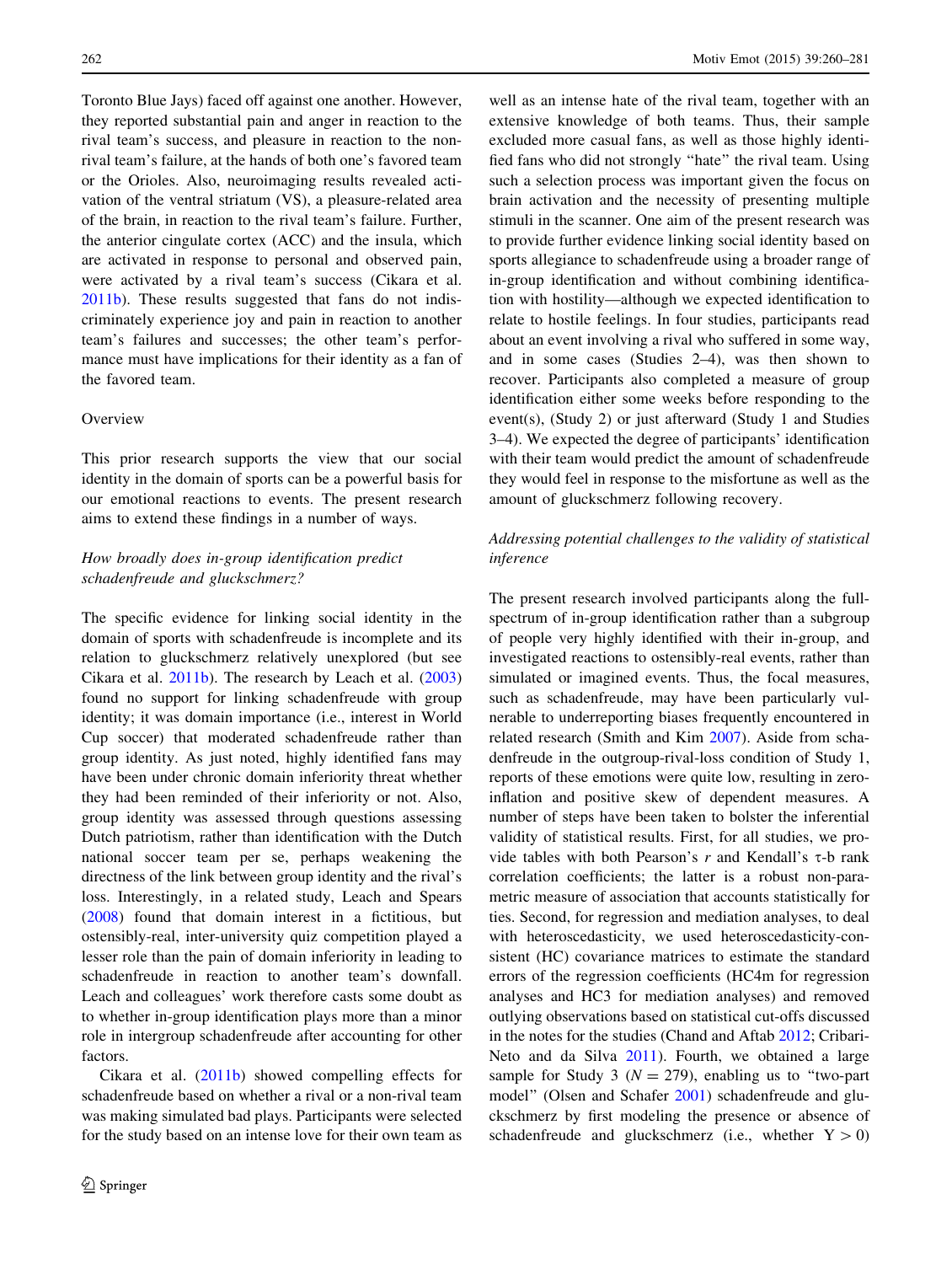Toronto Blue Jays) faced off against one another. However, they reported substantial pain and anger in reaction to the rival team's success, and pleasure in reaction to the non-rival team's failure, at the hands of both one's favored team or the Orioles. Also, neuroimaging results revealed activation of the ventral striatum (VS), a pleasure-related area of the brain, in reaction to the rival team's failure. Further, the anterior cingulate cortex (ACC) and the insula, which are activated in response to personal and observed pain, were activated by a rival team's success (Cikara et al. 2011b). These results suggested that fans do not indiscriminately experience joy and pain in reaction to another team's failures and successes; the other team's performance must have implications for their identity as a fan of the favored team.

## Overview

This prior research supports the view that our social identity in the domain of sports can be a powerful basis for our emotional reactions to events. The present research aims to extend these findings in a number of ways.

### *How broadly does in-group identification predict schadenfreude and gluckschmerz?*

The specific evidence for linking social identity in the domain of sports with schadenfreude is incomplete and its relation to gluckschmerz relatively unexplored (but see Cikara et al. 2011b). The research by Leach et al. (2003) found no support for linking schadenfreude with group identity; it was domain importance (i.e., interest in World Cup soccer) that moderated schadenfreude rather than group identity. As just noted, highly identified fans may have been under chronic domain inferiority threat whether they had been reminded of their inferiority or not. Also, group identity was assessed through questions assessing Dutch patriotism, rather than identification with the Dutch national soccer team per se, perhaps weakening the directness of the link between group identity and the rival's loss. Interestingly, in a related study, Leach and Spears (2008) found that domain interest in a fictitious, but ostensibly-real, inter-university quiz competition played a lesser role than the pain of domain inferiority in leading to schadenfreude in reaction to another team's downfall. Leach and colleagues' work therefore casts some doubt as to whether in-group identification plays more than a minor role in intergroup schadenfreude after accounting for other factors.

Cikara et al. (2011b) showed compelling effects for schadenfreude based on whether a rival or a non-rival team was making simulated bad plays. Participants were selected for the study based on an intense love for their own team as well as an intense hate of the rival team, together with an extensive knowledge of both teams. Thus, their sample excluded more casual fans, as well as those highly identified fans who did not strongly "hate" the rival team. Using such a selection process was important given the focus on brain activation and the necessity of presenting multiple stimuli in the scanner. One aim of the present research was to provide further evidence linking social identity based on sports allegiance to schadenfreude using a broader range of in-group identification and without combining identification with hostility—although we expected identification to relate to hostile feelings. In four studies, participants read about an event involving a rival who suffered in some way, and in some cases (Studies 2–4), was then shown to recover. Participants also completed a measure of group identification either some weeks before responding to the event(s), (Study 2) or just afterward (Study 1 and Studies 3–4). We expected the degree of participants' identification with their team would predict the amount of schadenfreude they would feel in response to the misfortune as well as the amount of gluckschmerz following recovery.

### *Addressing potential challenges to the validity of statistical inference*

The present research involved participants along the full-spectrum of in-group identification rather than a subgroup of people very highly identified with their in-group, and investigated reactions to ostensibly-real events, rather than simulated or imagined events. Thus, the focal measures, such as schadenfreude, may have been particularly vulnerable to underreporting biases frequently encountered in related research (Smith and Kim 2007). Aside from schadenfreude in the outgroup-rival-loss condition of Study 1, reports of these emotions were quite low, resulting in zero-inflation and positive skew of dependent measures. A number of steps have been taken to bolster the inferential validity of statistical results. First, for all studies, we provide tables with both Pearson's $r$ and Kendall's τ-b rank correlation coefficients; the latter is a robust non-parametric measure of association that accounts statistically for ties. Second, for regression and mediation analyses, to deal with heteroscedasticity, we used heteroscedasticity-consistent (HC) covariance matrices to estimate the standard errors of the regression coefficients (HC4m for regression analyses and HC3 for mediation analyses) and removed outlying observations based on statistical cut-offs discussed in the notes for the studies (Chand and Aftab 2012; Cribari-Neto and da Silva 2011). Fourth, we obtained a large sample for Study 3 ($N = 279$), enabling us to "two-part model" (Olsen and Schafer 2001) schadenfreude and gluckschmerz by first modeling the presence or absence of schadenfreude and gluckschmerz (i.e., whether $Y > 0$)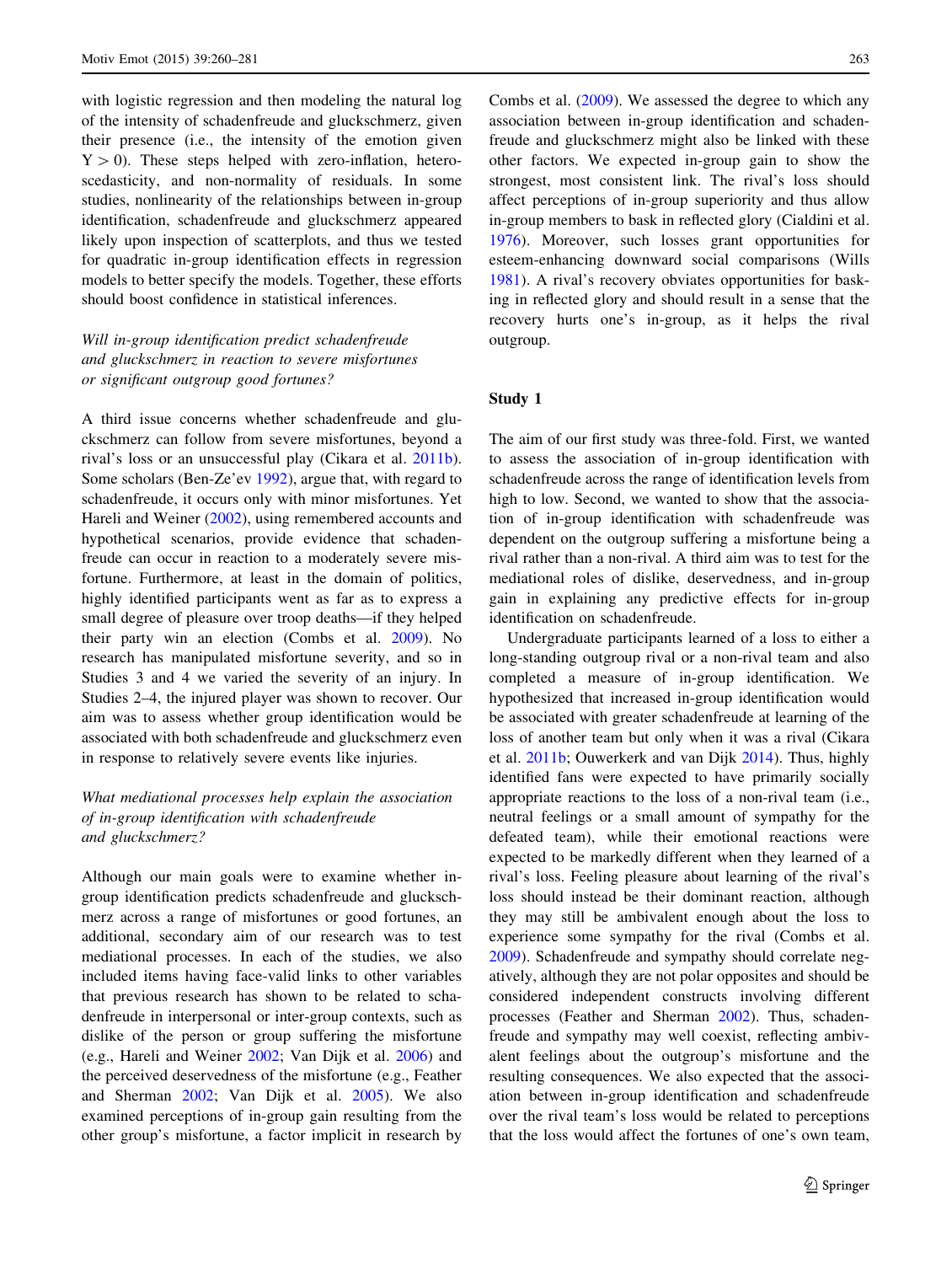with logistic regression and then modeling the natural log of the intensity of schadenfreude and gluckschmerz, given their presence (i.e., the intensity of the emotion given $Y > 0$). These steps helped with zero-inflation, heteroscedasticity, and non-normality of residuals. In some studies, nonlinearity of the relationships between in-group identification, schadenfreude and gluckschmerz appeared likely upon inspection of scatterplots, and thus we tested for quadratic in-group identification effects in regression models to better specify the models. Together, these efforts should boost confidence in statistical inferences.

### *Will in-group identification predict schadenfreude and gluckschmerz in reaction to severe misfortunes or significant outgroup good fortunes?*

A third issue concerns whether schadenfreude and gluckschmerz can follow from severe misfortunes, beyond a rival's loss or an unsuccessful play (Cikara et al. 2011b). Some scholars (Ben-Ze'ev 1992), argue that, with regard to schadenfreude, it occurs only with minor misfortunes. Yet Hareli and Weiner (2002), using remembered accounts and hypothetical scenarios, provide evidence that schadenfreude can occur in reaction to a moderately severe misfortune. Furthermore, at least in the domain of politics, highly identified participants went as far as to express a small degree of pleasure over troop deaths—if they helped their party win an election (Combs et al. 2009). No research has manipulated misfortune severity, and so in Studies 3 and 4 we varied the severity of an injury. In Studies 2–4, the injured player was shown to recover. Our aim was to assess whether group identification would be associated with both schadenfreude and gluckschmerz even in response to relatively severe events like injuries.

### *What mediational processes help explain the association of in-group identification with schadenfreude and gluckschmerz?*

Although our main goals were to examine whether in-group identification predicts schadenfreude and gluckschmerz across a range of misfortunes or good fortunes, an additional, secondary aim of our research was to test mediational processes. In each of the studies, we also included items having face-valid links to other variables that previous research has shown to be related to schadenfreude in interpersonal or inter-group contexts, such as dislike of the person or group suffering the misfortune (e.g., Hareli and Weiner 2002; Van Dijk et al. 2006) and the perceived deservedness of the misfortune (e.g., Feather and Sherman 2002; Van Dijk et al. 2005). We also examined perceptions of in-group gain resulting from the other group's misfortune, a factor implicit in research by Combs et al. (2009). We assessed the degree to which any association between in-group identification and schadenfreude and gluckschmerz might also be linked with these other factors. We expected in-group gain to show the strongest, most consistent link. The rival's loss should affect perceptions of in-group superiority and thus allow in-group members to bask in reflected glory (Cialdini et al. 1976). Moreover, such losses grant opportunities for esteem-enhancing downward social comparisons (Wills 1981). A rival's recovery obviates opportunities for basking in reflected glory and should result in a sense that the recovery hurts one's in-group, as it helps the rival outgroup.

## Study 1

The aim of our first study was three-fold. First, we wanted to assess the association of in-group identification with schadenfreude across the range of identification levels from high to low. Second, we wanted to show that the association of in-group identification with schadenfreude was dependent on the outgroup suffering a misfortune being a rival rather than a non-rival. A third aim was to test for the mediational roles of dislike, deservedness, and in-group gain in explaining any predictive effects for in-group identification on schadenfreude.

Undergraduate participants learned of a loss to either a long-standing outgroup rival or a non-rival team and also completed a measure of in-group identification. We hypothesized that increased in-group identification would be associated with greater schadenfreude at learning of the loss of another team but only when it was a rival (Cikara et al. 2011b; Ouwerkerk and van Dijk 2014). Thus, highly identified fans were expected to have primarily socially appropriate reactions to the loss of a non-rival team (i.e., neutral feelings or a small amount of sympathy for the defeated team), while their emotional reactions were expected to be markedly different when they learned of a rival's loss. Feeling pleasure about learning of the rival's loss should instead be their dominant reaction, although they may still be ambivalent enough about the loss to experience some sympathy for the rival (Combs et al. 2009). Schadenfreude and sympathy should correlate negatively, although they are not polar opposites and should be considered independent constructs involving different processes (Feather and Sherman 2002). Thus, schadenfreude and sympathy may well coexist, reflecting ambivalent feelings about the outgroup's misfortune and the resulting consequences. We also expected that the association between in-group identification and schadenfreude over the rival team's loss would be related to perceptions that the loss would affect the fortunes of one's own team,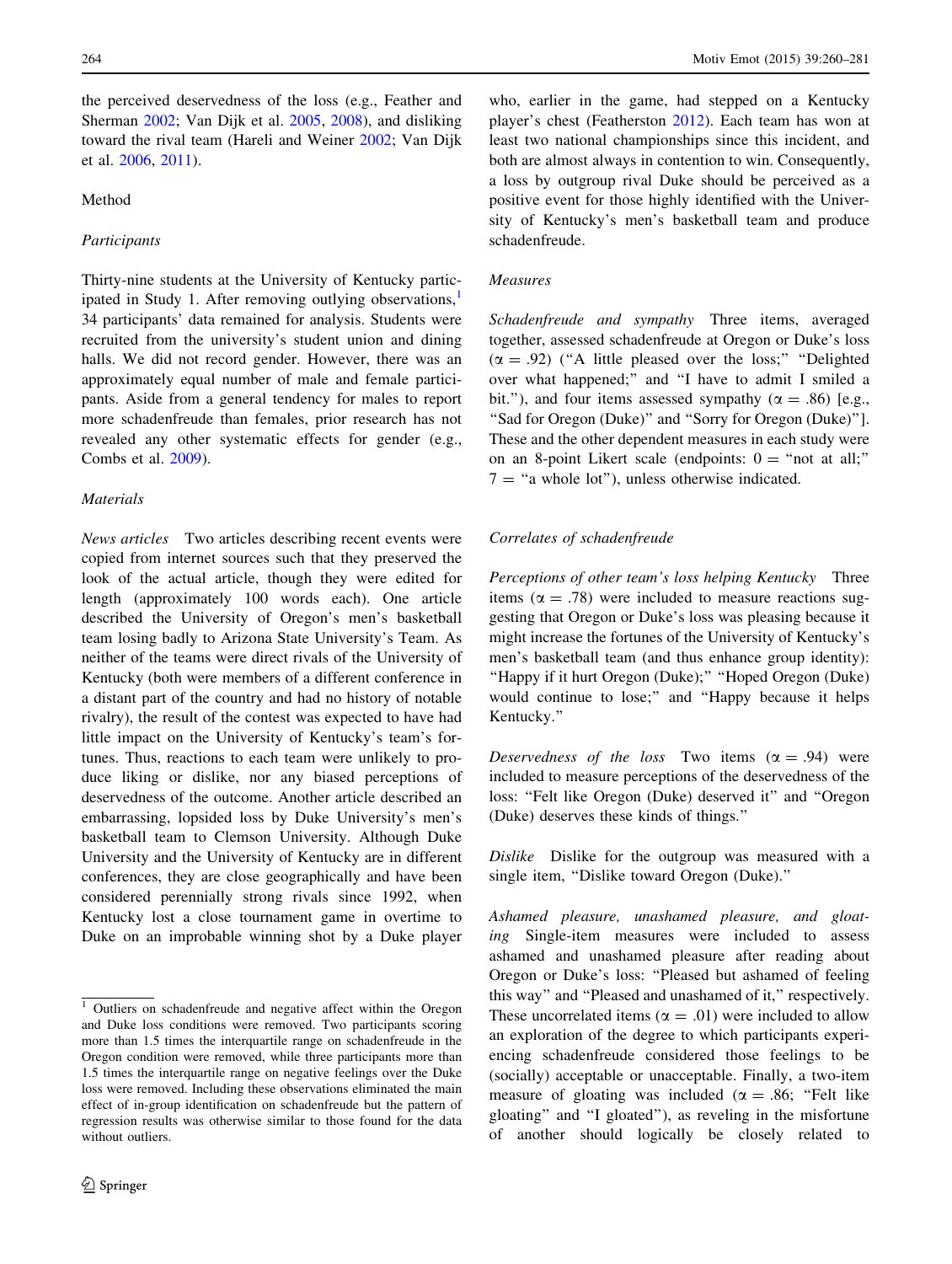the perceived deservedness of the loss (e.g., Feather and Sherman 2002; Van Dijk et al. 2005, 2008), and disliking toward the rival team (Hareli and Weiner 2002; Van Dijk et al. 2006, 2011).

## Method

### Participants

Thirty-nine students at the University of Kentucky participated in Study 1. After removing outlying observations,[1] 34 participants' data remained for analysis. Students were recruited from the university's student union and dining halls. We did not record gender. However, there was an approximately equal number of male and female participants. Aside from a general tendency for males to report more schadenfreude than females, prior research has not revealed any other systematic effects for gender (e.g., Combs et al. 2009).

### Materials

*News articles* Two articles describing recent events were copied from internet sources such that they preserved the look of the actual article, though they were edited for length (approximately 100 words each). One article described the University of Oregon's men's basketball team losing badly to Arizona State University's Team. As neither of the teams were direct rivals of the University of Kentucky (both were members of a different conference in a distant part of the country and had no history of notable rivalry), the result of the contest was expected to have had little impact on the University of Kentucky's team's fortunes. Thus, reactions to each team were unlikely to produce liking or dislike, nor any biased perceptions of deservedness of the outcome. Another article described an embarrassing, lopsided loss by Duke University's men's basketball team to Clemson University. Although Duke University and the University of Kentucky are in different conferences, they are close geographically and have been considered perennially strong rivals since 1992, when Kentucky lost a close tournament game in overtime to Duke on an improbable winning shot by a Duke player who, earlier in the game, had stepped on a Kentucky player's chest (Featherston 2012). Each team has won at least two national championships since this incident, and both are almost always in contention to win. Consequently, a loss by outgroup rival Duke should be perceived as a positive event for those highly identified with the University of Kentucky's men's basketball team and produce schadenfreude.

### Measures

*Schadenfreude and sympathy* Three items, averaged together, assessed schadenfreude at Oregon or Duke's loss ($\alpha = .92$) ("A little pleased over the loss;" "Delighted over what happened;" and "I have to admit I smiled a bit."), and four items assessed sympathy ($\alpha = .86$) [e.g., "Sad for Oregon (Duke)" and "Sorry for Oregon (Duke)"]. These and the other dependent measures in each study were on an 8-point Likert scale (endpoints: 0 = "not at all;" 7 = "a whole lot"), unless otherwise indicated.

### Correlates of schadenfreude

*Perceptions of other team's loss helping Kentucky* Three items ($\alpha = .78$) were included to measure reactions suggesting that Oregon or Duke's loss was pleasing because it might increase the fortunes of the University of Kentucky's men's basketball team (and thus enhance group identity): "Happy if it hurt Oregon (Duke);" "Hoped Oregon (Duke) would continue to lose;" and "Happy because it helps Kentucky."

*Deservedness of the loss* Two items ($\alpha = .94$) were included to measure perceptions of the deservedness of the loss: "Felt like Oregon (Duke) deserved it" and "Oregon (Duke) deserves these kinds of things."

*Dislike* Dislike for the outgroup was measured with a single item, "Dislike toward Oregon (Duke)."

*Ashamed pleasure, unashamed pleasure, and gloating* Single-item measures were included to assess ashamed and unashamed pleasure after reading about Oregon or Duke's loss: "Pleased but ashamed of feeling this way" and "Pleased and unashamed of it," respectively. These uncorrelated items ($\alpha = .01$) were included to allow an exploration of the degree to which participants experiencing schadenfreude considered those feelings to be (socially) acceptable or unacceptable. Finally, a two-item measure of gloating was included ($\alpha = .86$; "Felt like gloating" and "I gloated"), as reveling in the misfortune of another should logically be closely related to

---

[1] Outliers on schadenfreude and negative affect within the Oregon and Duke loss conditions were removed. Two participants scoring more than 1.5 times the interquartile range on schadenfreude in the Oregon condition were removed, while three participants more than 1.5 times the interquartile range on negative feelings over the Duke loss were removed. Including these observations eliminated the main effect of in-group identification on schadenfreude but the pattern of regression results was otherwise similar to those found for the data without outliers.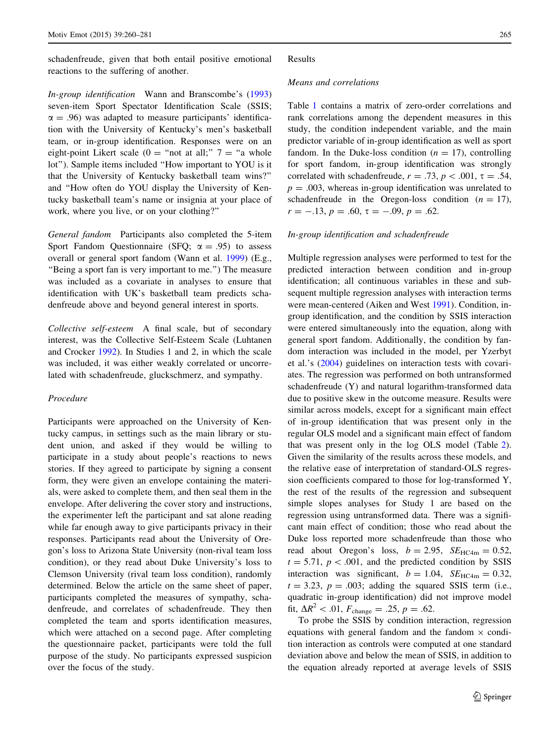schadenfreude, given that both entail positive emotional reactions to the suffering of another.

*In-group identification* Wann and Branscombe's (1993) seven-item Sport Spectator Identification Scale (SSIS; $\alpha = .96$) was adapted to measure participants' identification with the University of Kentucky's men's basketball team, or in-group identification. Responses were on an eight-point Likert scale (0 = "not at all;" 7 = "a whole lot"). Sample items included "How important to YOU is it that the University of Kentucky basketball team wins?" and "How often do YOU display the University of Kentucky basketball team's name or insignia at your place of work, where you live, or on your clothing?"

*General fandom* Participants also completed the 5-item Sport Fandom Questionnaire (SFQ; $\alpha = .95$) to assess overall or general sport fandom (Wann et al. 1999) (E.g., "Being a sport fan is very important to me.") The measure was included as a covariate in analyses to ensure that identification with UK's basketball team predicts schadenfreude above and beyond general interest in sports.

*Collective self-esteem* A final scale, but of secondary interest, was the Collective Self-Esteem Scale (Luhtanen and Crocker 1992). In Studies 1 and 2, in which the scale was included, it was either weakly correlated or uncorrelated with schadenfreude, gluckschmerz, and sympathy.

### Procedure

Participants were approached on the University of Kentucky campus, in settings such as the main library or student union, and asked if they would be willing to participate in a study about people's reactions to news stories. If they agreed to participate by signing a consent form, they were given an envelope containing the materials, were asked to complete them, and then seal them in the envelope. After delivering the cover story and instructions, the experimenter left the participant and sat alone reading while far enough away to give participants privacy in their responses. Participants read about the University of Oregon's loss to Arizona State University (non-rival team loss condition), or they read about Duke University's loss to Clemson University (rival team loss condition), randomly determined. Below the article on the same sheet of paper, participants completed the measures of sympathy, schadenfreude, and correlates of schadenfreude. They then completed the team and sports identification measures, which were attached on a second page. After completing the questionnaire packet, participants were told the full purpose of the study. No participants expressed suspicion over the focus of the study.

## Results

### Means and correlations

Table 1 contains a matrix of zero-order correlations and rank correlations among the dependent measures in this study, the condition independent variable, and the main predictor variable of in-group identification as well as sport fandom. In the Duke-loss condition ($n = 17$), controlling for sport fandom, in-group identification was strongly correlated with schadenfreude, $r = .73$, $p < .001$, $\tau = .54$, $p = .003$, whereas in-group identification was unrelated to schadenfreude in the Oregon-loss condition ($n = 17$), $r = -.13$, $p = .60$, $\tau = -.09$, $p = .62$.

### In-group identification and schadenfreude

Multiple regression analyses were performed to test for the predicted interaction between condition and in-group identification; all continuous variables in these and subsequent multiple regression analyses with interaction terms were mean-centered (Aiken and West 1991). Condition, in-group identification, and the condition by SSIS interaction were entered simultaneously into the equation, along with general sport fandom. Additionally, the condition by fandom interaction was included in the model, per Yzerbyt et al.'s (2004) guidelines on interaction tests with covariates. The regression was performed on both untransformed schadenfreude (Y) and natural logarithm-transformed data due to positive skew in the outcome measure. Results were similar across models, except for a significant main effect of in-group identification that was present only in the regular OLS model and a significant main effect of fandom that was present only in the log OLS model (Table 2). Given the similarity of the results across these models, and the relative ease of interpretation of standard-OLS regression coefficients compared to those for log-transformed Y, the rest of the results of the regression and subsequent simple slopes analyses for Study 1 are based on the regression using untransformed data. There was a significant main effect of condition; those who read about the Duke loss reported more schadenfreude than those who read about Oregon's loss, $b = 2.95$, $SE_{HC4m} = 0.52$, $t = 5.71$, $p < .001$, and the predicted condition by SSIS interaction was significant, $b = 1.04$, $SE_{HC4m} = 0.32$, $t = 3.23$, $p = .003$; adding the squared SSIS term (i.e., quadratic in-group identification) did not improve model fit, $\Delta R^2 < .01$, $F_{change} = .25$, $p = .62$.

To probe the SSIS by condition interaction, regression equations with general fandom and the fandom × condition interaction as controls were computed at one standard deviation above and below the mean of SSIS, in addition to the equation already reported at average levels of SSIS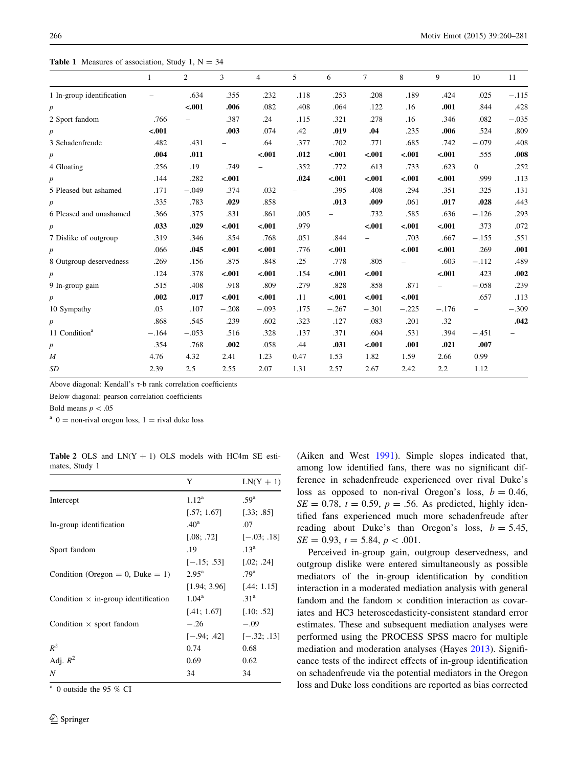**Table 1** Measures of association, Study 1, N = 34

| | 1 | 2 | 3 | 4 | 5 | 6 | 7 | 8 | 9 | 10 | 11 |
|---|---|---|---|---|---|---|---|---|---|---|---|
| 1 In-group identification | – | .634 | .355 | .232 | .118 | .253 | .208 | .189 | .424 | .025 | −.115 |
| *p* | | **<.001** | **.006** | .082 | .408 | .064 | .122 | .16 | **.001** | .844 | .428 |
| 2 Sport fandom | .766 | – | .387 | .24 | .115 | .321 | .278 | .16 | .346 | .082 | −.035 |
| *p* | **<.001** | | **.003** | .074 | .42 | **.019** | **.04** | .235 | **.006** | .524 | .809 |
| 3 Schadenfreude | .482 | .431 | – | .64 | .377 | .702 | .771 | .685 | .742 | −.079 | .408 |
| *p* | **.004** | **.011** | | **<.001** | **.012** | **<.001** | **<.001** | **<.001** | **<.001** | .555 | **.008** |
| 4 Gloating | .256 | .19 | .749 | – | .352 | .772 | .613 | .733 | .623 | 0 | .252 |
| *p* | .144 | .282 | **<.001** | | **.024** | **<.001** | **<.001** | **<.001** | **<.001** | .999 | .113 |
| 5 Pleased but ashamed | .171 | −.049 | .374 | .032 | – | .395 | .408 | .294 | .351 | .325 | .131 |
| *p* | .335 | .783 | **.029** | .858 | | **.013** | **.009** | .061 | **.017** | **.028** | .443 |
| 6 Pleased and unashamed | .366 | .375 | .831 | .861 | .005 | – | .732 | .585 | .636 | −.126 | .293 |
| *p* | **.033** | **.029** | **<.001** | **<.001** | .979 | | **<.001** | **<.001** | **<.001** | .373 | .072 |
| 7 Dislike of outgroup | .319 | .346 | .854 | .768 | .051 | .844 | – | .703 | .667 | −.155 | .551 |
| *p* | .066 | **.045** | **<.001** | **<.001** | .776 | **<.001** | | **<.001** | **<.001** | .269 | **.001** |
| 8 Outgroup deservedness | .269 | .156 | .875 | .848 | .25 | .778 | .805 | – | .603 | −.112 | .489 |
| *p* | .124 | .378 | **<.001** | **<.001** | .154 | **<.001** | **<.001** | | **<.001** | .423 | **.002** |
| 9 In-group gain | .515 | .408 | .918 | .809 | .279 | .828 | .858 | .871 | – | −.058 | .239 |
| *p* | **.002** | **.017** | **<.001** | **<.001** | .11 | **<.001** | **<.001** | **<.001** | | .657 | .113 |
| 10 Sympathy | .03 | .107 | −.208 | −.093 | .175 | −.267 | −.301 | −.225 | −.176 | – | −.309 |
| *p* | .868 | .545 | .239 | .602 | .323 | .127 | .083 | .201 | .32 | | **.042** |
| 11 Condition[a] | −.164 | −.053 | .516 | .328 | .137 | .371 | .604 | .531 | .394 | −.451 | – |
| *p* | .354 | .768 | **.002** | .058 | .44 | **.031** | **<.001** | **.001** | **.021** | **.007** | |
| *M* | 4.76 | 4.32 | 2.41 | 1.23 | 0.47 | 1.53 | 1.82 | 1.59 | 2.66 | 0.99 | |
| *SD* | 2.39 | 2.5 | 2.55 | 2.07 | 1.31 | 2.57 | 2.67 | 2.42 | 2.2 | 1.12 | |

Above diagonal: Kendall's τ-b rank correlation coefficients

Below diagonal: pearson correlation coefficients

Bold means $p < .05$

[a] 0 = non-rival oregon loss, 1 = rival duke loss

**Table 2** OLS and LN(Y + 1) OLS models with HC4m SE estimates, Study 1

| | Y | LN(Y + 1) |
|---|---|---|
| Intercept | 1.12[a] | .59[a] |
| | [.57; 1.67] | [.33; .85] |
| In-group identification | .40[a] | .07 |
| | [.08; .72] | [−.03; .18] |
| Sport fandom | .19 | .13[a] |
| | [−.15; .53] | [.02; .24] |
| Condition (Oregon = 0, Duke = 1) | 2.95[a] | .79[a] |
| | [1.94; 3.96] | [.44; 1.15] |
| Condition × in-group identification | 1.04[a] | .31[a] |
| | [.41; 1.67] | [.10; .52] |
| Condition × sport fandom | −.26 | −.09 |
| | [−.94; .42] | [−.32; .13] |
| $R^2$ | 0.74 | 0.68 |
| Adj. $R^2$ | 0.69 | 0.62 |
| *N* | 34 | 34 |

[a] 0 outside the 95 % CI

(Aiken and West 1991). Simple slopes indicated that, among low identified fans, there was no significant difference in schadenfreude experienced over rival Duke's loss as opposed to non-rival Oregon's loss, $b = 0.46$, $SE = 0.78$, $t = 0.59$, $p = .56$. As predicted, highly identified fans experienced much more schadenfreude after reading about Duke's than Oregon's loss, $b = 5.45$, $SE = 0.93$, $t = 5.84$, $p < .001$.

Perceived in-group gain, outgroup deservedness, and outgroup dislike were entered simultaneously as possible mediators of the in-group identification by condition interaction in a moderated mediation analysis with general fandom and the fandom × condition interaction as covariates and HC3 heteroscedasticity-consistent standard error estimates. These and subsequent mediation analyses were performed using the PROCESS SPSS macro for multiple mediation and moderation analyses (Hayes 2013). Significance tests of the indirect effects of in-group identification on schadenfreude via the potential mediators in the Oregon loss and Duke loss conditions are reported as bias corrected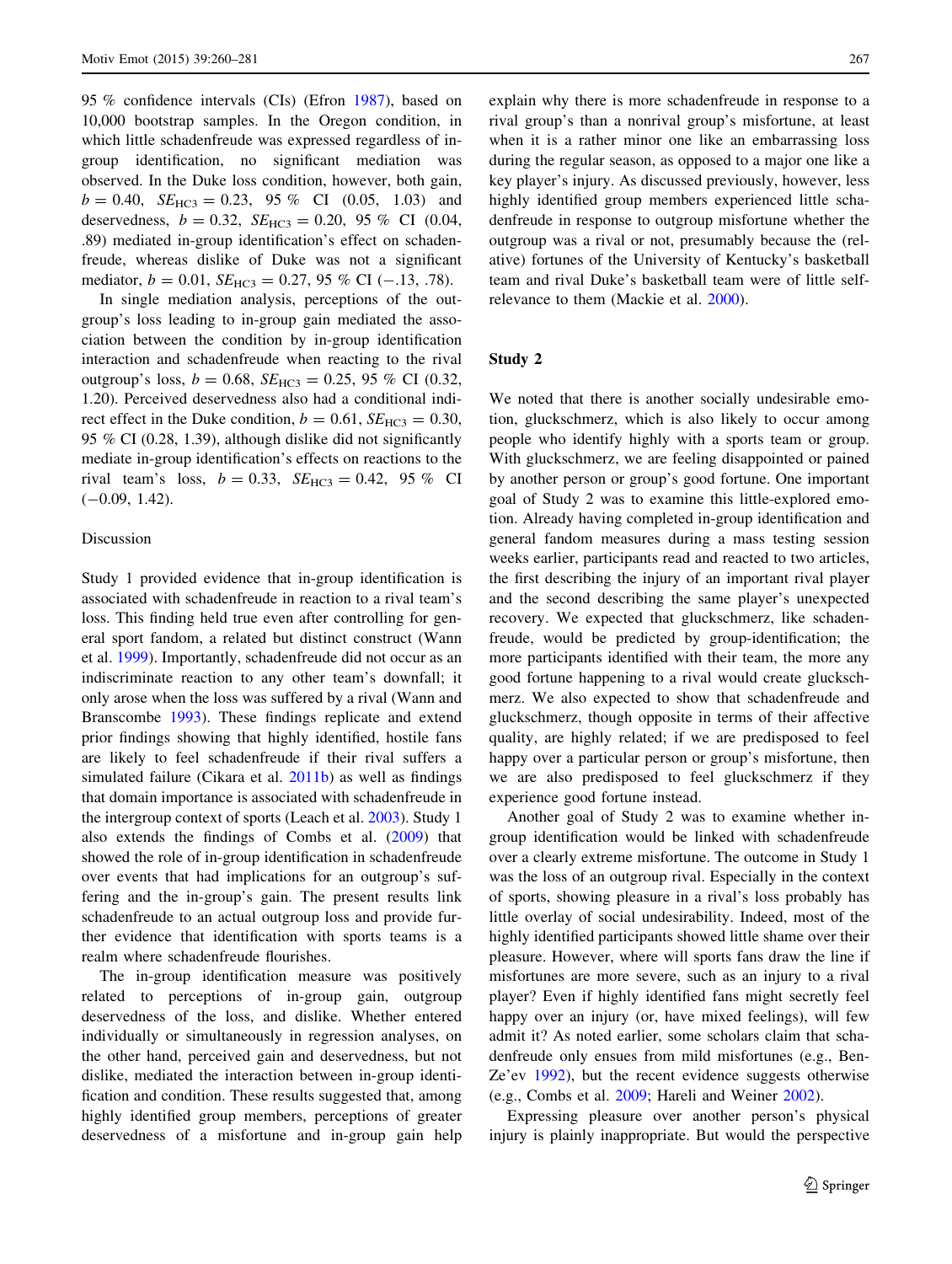95 % confidence intervals (CIs) (Efron 1987), based on 10,000 bootstrap samples. In the Oregon condition, in which little schadenfreude was expressed regardless of in-group identification, no significant mediation was observed. In the Duke loss condition, however, both gain, $b = 0.40$, $SE_{HC3} = 0.23$, 95 % CI (0.05, 1.03) and deservedness, $b = 0.32$, $SE_{HC3} = 0.20$, 95 % CI (0.04, .89) mediated in-group identification's effect on schadenfreude, whereas dislike of Duke was not a significant mediator, $b = 0.01$, $SE_{HC3} = 0.27$, 95 % CI (−.13, .78).

In single mediation analysis, perceptions of the outgroup's loss leading to in-group gain mediated the association between the condition by in-group identification interaction and schadenfreude when reacting to the rival outgroup's loss, $b = 0.68$, $SE_{HC3} = 0.25$, 95 % CI (0.32, 1.20). Perceived deservedness also had a conditional indirect effect in the Duke condition, $b = 0.61$, $SE_{HC3} = 0.30$, 95 % CI (0.28, 1.39), although dislike did not significantly mediate in-group identification's effects on reactions to the rival team's loss, $b = 0.33$, $SE_{HC3} = 0.42$, 95 % CI (−0.09, 1.42).

### Discussion

Study 1 provided evidence that in-group identification is associated with schadenfreude in reaction to a rival team's loss. This finding held true even after controlling for general sport fandom, a related but distinct construct (Wann et al. 1999). Importantly, schadenfreude did not occur as an indiscriminate reaction to any other team's downfall; it only arose when the loss was suffered by a rival (Wann and Branscombe 1993). These findings replicate and extend prior findings showing that highly identified, hostile fans are likely to feel schadenfreude if their rival suffers a simulated failure (Cikara et al. 2011b) as well as findings that domain importance is associated with schadenfreude in the intergroup context of sports (Leach et al. 2003). Study 1 also extends the findings of Combs et al. (2009) that showed the role of in-group identification in schadenfreude over events that had implications for an outgroup's suffering and the in-group's gain. The present results link schadenfreude to an actual outgroup loss and provide further evidence that identification with sports teams is a realm where schadenfreude flourishes.

The in-group identification measure was positively related to perceptions of in-group gain, outgroup deservedness of the loss, and dislike. Whether entered individually or simultaneously in regression analyses, on the other hand, perceived gain and deservedness, but not dislike, mediated the interaction between in-group identification and condition. These results suggested that, among highly identified group members, perceptions of greater deservedness of a misfortune and in-group gain help explain why there is more schadenfreude in response to a rival group's than a nonrival group's misfortune, at least when it is a rather minor one like an embarrassing loss during the regular season, as opposed to a major one like a key player's injury. As discussed previously, however, less highly identified group members experienced little schadenfreude in response to outgroup misfortune whether the outgroup was a rival or not, presumably because the (relative) fortunes of the University of Kentucky's basketball team and rival Duke's basketball team were of little self-relevance to them (Mackie et al. 2000).

## Study 2

We noted that there is another socially undesirable emotion, gluckschmerz, which is also likely to occur among people who identify highly with a sports team or group. With gluckschmerz, we are feeling disappointed or pained by another person or group's good fortune. One important goal of Study 2 was to examine this little-explored emotion. Already having completed in-group identification and general fandom measures during a mass testing session weeks earlier, participants read and reacted to two articles, the first describing the injury of an important rival player and the second describing the same player's unexpected recovery. We expected that gluckschmerz, like schadenfreude, would be predicted by group-identification; the more participants identified with their team, the more any good fortune happening to a rival would create gluckschmerz. We also expected to show that schadenfreude and gluckschmerz, though opposite in terms of their affective quality, are highly related; if we are predisposed to feel happy over a particular person or group's misfortune, then we are also predisposed to feel gluckschmerz if they experience good fortune instead.

Another goal of Study 2 was to examine whether in-group identification would be linked with schadenfreude over a clearly extreme misfortune. The outcome in Study 1 was the loss of an outgroup rival. Especially in the context of sports, showing pleasure in a rival's loss probably has little overlay of social undesirability. Indeed, most of the highly identified participants showed little shame over their pleasure. However, where will sports fans draw the line if misfortunes are more severe, such as an injury to a rival player? Even if highly identified fans might secretly feel happy over an injury (or, have mixed feelings), will few admit it? As noted earlier, some scholars claim that schadenfreude only ensues from mild misfortunes (e.g., Ben-Ze'ev 1992), but the recent evidence suggests otherwise (e.g., Combs et al. 2009; Hareli and Weiner 2002).

Expressing pleasure over another person's physical injury is plainly inappropriate. But would the perspective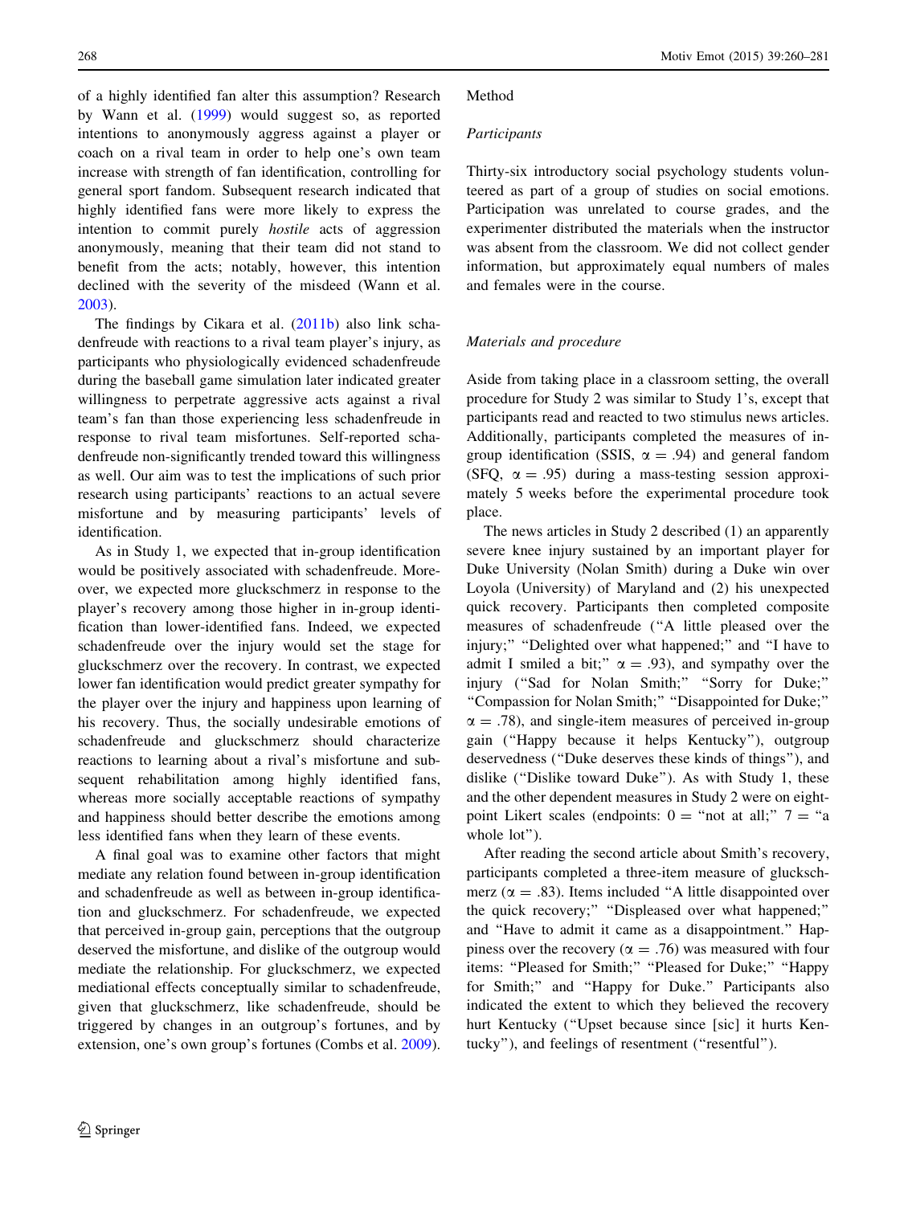of a highly identified fan alter this assumption? Research by Wann et al. (1999) would suggest so, as reported intentions to anonymously aggress against a player or coach on a rival team in order to help one's own team increase with strength of fan identification, controlling for general sport fandom. Subsequent research indicated that highly identified fans were more likely to express the intention to commit purely *hostile* acts of aggression anonymously, meaning that their team did not stand to benefit from the acts; notably, however, this intention declined with the severity of the misdeed (Wann et al. 2003).

The findings by Cikara et al. (2011b) also link schadenfreude with reactions to a rival team player's injury, as participants who physiologically evidenced schadenfreude during the baseball game simulation later indicated greater willingness to perpetrate aggressive acts against a rival team's fan than those experiencing less schadenfreude in response to rival team misfortunes. Self-reported schadenfreude non-significantly trended toward this willingness as well. Our aim was to test the implications of such prior research using participants' reactions to an actual severe misfortune and by measuring participants' levels of identification.

As in Study 1, we expected that in-group identification would be positively associated with schadenfreude. Moreover, we expected more gluckschmerz in response to the player's recovery among those higher in in-group identification than lower-identified fans. Indeed, we expected schadenfreude over the injury would set the stage for gluckschmerz over the recovery. In contrast, we expected lower fan identification would predict greater sympathy for the player over the injury and happiness upon learning of his recovery. Thus, the socially undesirable emotions of schadenfreude and gluckschmerz should characterize reactions to learning about a rival's misfortune and subsequent rehabilitation among highly identified fans, whereas more socially acceptable reactions of sympathy and happiness should better describe the emotions among less identified fans when they learn of these events.

A final goal was to examine other factors that might mediate any relation found between in-group identification and schadenfreude as well as between in-group identification and gluckschmerz. For schadenfreude, we expected that perceived in-group gain, perceptions that the outgroup deserved the misfortune, and dislike of the outgroup would mediate the relationship. For gluckschmerz, we expected mediational effects conceptually similar to schadenfreude, given that gluckschmerz, like schadenfreude, should be triggered by changes in an outgroup's fortunes, and by extension, one's own group's fortunes (Combs et al. 2009).

## Method

### *Participants*

Thirty-six introductory social psychology students volunteered as part of a group of studies on social emotions. Participation was unrelated to course grades, and the experimenter distributed the materials when the instructor was absent from the classroom. We did not collect gender information, but approximately equal numbers of males and females were in the course.

### *Materials and procedure*

Aside from taking place in a classroom setting, the overall procedure for Study 2 was similar to Study 1's, except that participants read and reacted to two stimulus news articles. Additionally, participants completed the measures of in-group identification (SSIS, $\alpha = .94$) and general fandom (SFQ, $\alpha = .95$) during a mass-testing session approximately 5 weeks before the experimental procedure took place.

The news articles in Study 2 described (1) an apparently severe knee injury sustained by an important player for Duke University (Nolan Smith) during a Duke win over Loyola (University) of Maryland and (2) his unexpected quick recovery. Participants then completed composite measures of schadenfreude ("A little pleased over the injury;" "Delighted over what happened;" and "I have to admit I smiled a bit;" $\alpha = .93$), and sympathy over the injury ("Sad for Nolan Smith;" "Sorry for Duke;" "Compassion for Nolan Smith;" "Disappointed for Duke;" $\alpha = .78$), and single-item measures of perceived in-group gain ("Happy because it helps Kentucky"), outgroup deservedness ("Duke deserves these kinds of things"), and dislike ("Dislike toward Duke"). As with Study 1, these and the other dependent measures in Study 2 were on eight-point Likert scales (endpoints: 0 = "not at all;" 7 = "a whole lot").

After reading the second article about Smith's recovery, participants completed a three-item measure of gluckschmerz ($\alpha = .83$). Items included "A little disappointed over the quick recovery;" "Displeased over what happened;" and "Have to admit it came as a disappointment." Happiness over the recovery ($\alpha = .76$) was measured with four items: "Pleased for Smith;" "Pleased for Duke;" "Happy for Smith;" and "Happy for Duke." Participants also indicated the extent to which they believed the recovery hurt Kentucky ("Upset because since [sic] it hurts Kentucky"), and feelings of resentment ("resentful").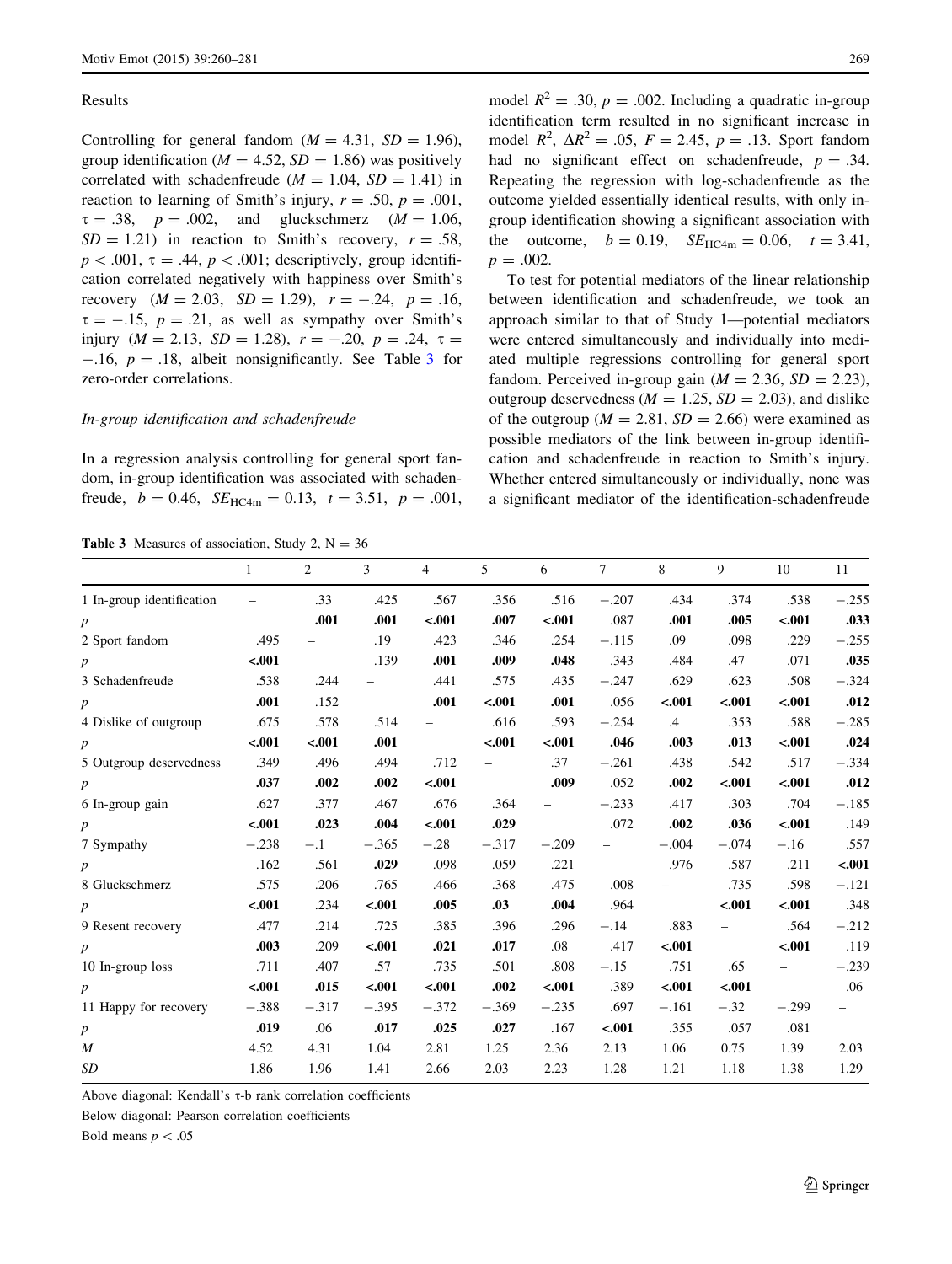Results

Controlling for general fandom ($M = 4.31$, $SD = 1.96$), group identification ($M = 4.52$, $SD = 1.86$) was positively correlated with schadenfreude ($M = 1.04$, $SD = 1.41$) in reaction to learning of Smith's injury, $r = .50$, $p = .001$, $\tau = .38$, $p = .002$, and gluckschmerz ($M = 1.06$, $SD = 1.21$) in reaction to Smith's recovery, $r = .58$, $p < .001$, $\tau = .44$, $p < .001$; descriptively, group identification correlated negatively with happiness over Smith's recovery ($M = 2.03$, $SD = 1.29$), $r = -.24$, $p = .16$, $\tau = -.15$, $p = .21$, as well as sympathy over Smith's injury ($M = 2.13$, $SD = 1.28$), $r = -.20$, $p = .24$, $\tau = -.16$, $p = .18$, albeit nonsignificantly. See Table 3 for zero-order correlations.

*In-group identification and schadenfreude*

In a regression analysis controlling for general sport fandom, in-group identification was associated with schadenfreude, $b = 0.46$, $SE_{HC4m} = 0.13$, $t = 3.51$, $p = .001$, model $R^2 = .30$, $p = .002$. Including a quadratic in-group identification term resulted in no significant increase in model $R^2$, $\Delta R^2 = .05$, $F = 2.45$, $p = .13$. Sport fandom had no significant effect on schadenfreude, $p = .34$. Repeating the regression with log-schadenfreude as the outcome yielded essentially identical results, with only in-group identification showing a significant association with the outcome, $b = 0.19$, $SE_{HC4m} = 0.06$, $t = 3.41$, $p = .002$.

To test for potential mediators of the linear relationship between identification and schadenfreude, we took an approach similar to that of Study 1—potential mediators were entered simultaneously and individually into mediated multiple regressions controlling for general sport fandom. Perceived in-group gain ($M = 2.36$, $SD = 2.23$), outgroup deservedness ($M = 1.25$, $SD = 2.03$), and dislike of the outgroup ($M = 2.81$, $SD = 2.66$) were examined as possible mediators of the link between in-group identification and schadenfreude in reaction to Smith's injury. Whether entered simultaneously or individually, none was a significant mediator of the identification-schadenfreude

**Table 3** Measures of association, Study 2, N = 36

| | 1 | 2 | 3 | 4 | 5 | 6 | 7 | 8 | 9 | 10 | 11 |
|---|---|---|---|---|---|---|---|---|---|---|---|
| 1 In-group identification | – | .33 | .425 | .567 | .356 | .516 | −.207 | .434 | .374 | .538 | −.255 |
| *p* | | **.001** | **.001** | **<.001** | **.007** | **<.001** | .087 | **.001** | **.005** | **<.001** | **.033** |
| 2 Sport fandom | .495 | – | .19 | .423 | .346 | .254 | −.115 | .09 | .098 | .229 | −.255 |
| *p* | **<.001** | | .139 | **.001** | **.009** | **.048** | .343 | .484 | .47 | .071 | **.035** |
| 3 Schadenfreude | .538 | .244 | – | .441 | .575 | .435 | −.247 | .629 | .623 | .508 | −.324 |
| *p* | **.001** | .152 | | **.001** | **<.001** | **.001** | .056 | **<.001** | **<.001** | **<.001** | **.012** |
| 4 Dislike of outgroup | .675 | .578 | .514 | – | .616 | .593 | −.254 | .4 | .353 | .588 | −.285 |
| *p* | **<.001** | **<.001** | **.001** | | **<.001** | **<.001** | **.046** | **.003** | **.013** | **<.001** | **.024** |
| 5 Outgroup deservedness | .349 | .496 | .494 | .712 | – | .37 | −.261 | .438 | .542 | .517 | −.334 |
| *p* | **.037** | **.002** | **.002** | **<.001** | | **.009** | .052 | **.002** | **<.001** | **<.001** | **.012** |
| 6 In-group gain | .627 | .377 | .467 | .676 | .364 | – | −.233 | .417 | .303 | .704 | −.185 |
| *p* | **<.001** | **.023** | **.004** | **<.001** | **.029** | | .072 | **.002** | **.036** | **<.001** | .149 |
| 7 Sympathy | −.238 | −.1 | −.365 | −.28 | −.317 | −.209 | – | −.004 | −.074 | −.16 | .557 |
| *p* | .162 | .561 | **.029** | .098 | .059 | .221 | | .976 | .587 | .211 | **<.001** |
| 8 Gluckschmerz | .575 | .206 | .765 | .466 | .368 | .475 | .008 | – | .735 | .598 | −.121 |
| *p* | **<.001** | .234 | **<.001** | **.005** | **.03** | **.004** | .964 | | **<.001** | **<.001** | .348 |
| 9 Resent recovery | .477 | .214 | .725 | .385 | .396 | .296 | −.14 | .883 | – | .564 | −.212 |
| *p* | **.003** | .209 | **<.001** | **.021** | **.017** | .08 | .417 | **<.001** | | **<.001** | .119 |
| 10 In-group loss | .711 | .407 | .57 | .735 | .501 | .808 | −.15 | .751 | .65 | – | −.239 |
| *p* | **<.001** | **.015** | **<.001** | **<.001** | **.002** | **<.001** | .389 | **<.001** | **<.001** | | .06 |
| 11 Happy for recovery | −.388 | −.317 | −.395 | −.372 | −.369 | −.235 | .697 | −.161 | −.32 | −.299 | – |
| *p* | **.019** | .06 | **.017** | **.025** | **.027** | .167 | **<.001** | .355 | .057 | .081 | |
| *M* | 4.52 | 4.31 | 1.04 | 2.81 | 1.25 | 2.36 | 2.13 | 1.06 | 0.75 | 1.39 | 2.03 |
| *SD* | 1.86 | 1.96 | 1.41 | 2.66 | 2.03 | 2.23 | 1.28 | 1.21 | 1.18 | 1.38 | 1.29 |

Above diagonal: Kendall's τ-b rank correlation coefficients

Below diagonal: Pearson correlation coefficients

Bold means $p < .05$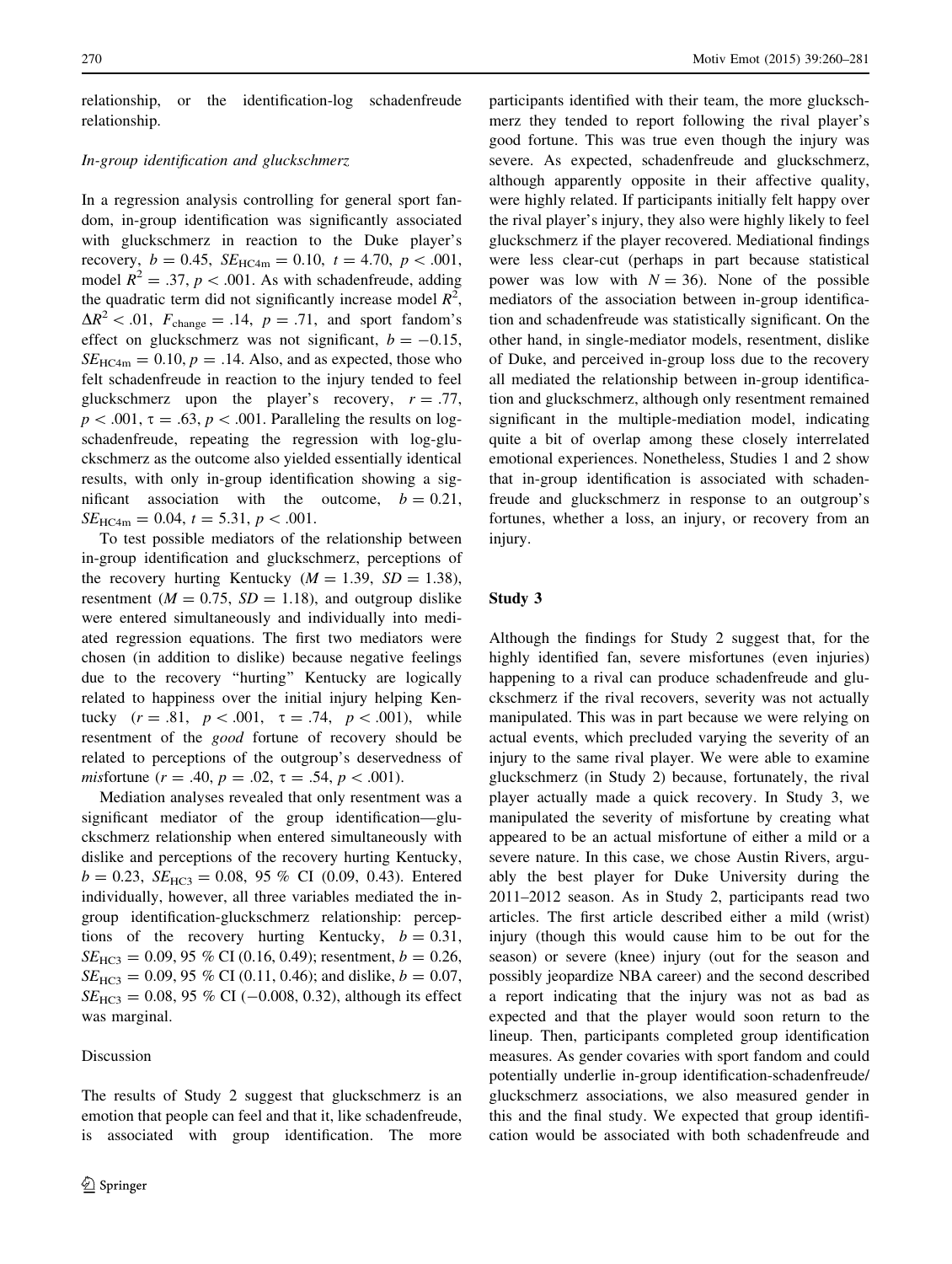relationship, or the identification-log schadenfreude relationship.

*In-group identification and gluckschmerz*

In a regression analysis controlling for general sport fandom, in-group identification was significantly associated with gluckschmerz in reaction to the Duke player's recovery, $b = 0.45$, $SE_{HC4m} = 0.10$, $t = 4.70$, $p < .001$, model $R^2 = .37$, $p < .001$. As with schadenfreude, adding the quadratic term did not significantly increase model $R^2$, $\Delta R^2 < .01$, $F_{change} = .14$, $p = .71$, and sport fandom's effect on gluckschmerz was not significant, $b = -0.15$, $SE_{HC4m} = 0.10$, $p = .14$. Also, and as expected, those who felt schadenfreude in reaction to the injury tended to feel gluckschmerz upon the player's recovery, $r = .77$, $p < .001$, $\tau = .63$, $p < .001$. Paralleling the results on log-schadenfreude, repeating the regression with log-gluckschmerz as the outcome also yielded essentially identical results, with only in-group identification showing a significant association with the outcome, $b = 0.21$, $SE_{HC4m} = 0.04$, $t = 5.31$, $p < .001$.

To test possible mediators of the relationship between in-group identification and gluckschmerz, perceptions of the recovery hurting Kentucky ($M = 1.39$, $SD = 1.38$), resentment ($M = 0.75$, $SD = 1.18$), and outgroup dislike were entered simultaneously and individually into mediated regression equations. The first two mediators were chosen (in addition to dislike) because negative feelings due to the recovery "hurting" Kentucky are logically related to happiness over the initial injury helping Kentucky ($r = .81$, $p < .001$, $\tau = .74$, $p < .001$), while resentment of the *good* fortune of recovery should be related to perceptions of the outgroup's deservedness of *mis*fortune ($r = .40$, $p = .02$, $\tau = .54$, $p < .001$).

Mediation analyses revealed that only resentment was a significant mediator of the group identification—gluckschmerz relationship when entered simultaneously with dislike and perceptions of the recovery hurting Kentucky, $b = 0.23$, $SE_{HC3} = 0.08$, 95 % CI (0.09, 0.43). Entered individually, however, all three variables mediated the in-group identification-gluckschmerz relationship: perceptions of the recovery hurting Kentucky, $b = 0.31$, $SE_{HC3} = 0.09$, 95 % CI (0.16, 0.49); resentment, $b = 0.26$, $SE_{HC3} = 0.09$, 95 % CI (0.11, 0.46); and dislike, $b = 0.07$, $SE_{HC3} = 0.08$, 95 % CI (−0.008, 0.32), although its effect was marginal.

Discussion

The results of Study 2 suggest that gluckschmerz is an emotion that people can feel and that it, like schadenfreude, is associated with group identification. The more participants identified with their team, the more gluckschmerz they tended to report following the rival player's good fortune. This was true even though the injury was severe. As expected, schadenfreude and gluckschmerz, although apparently opposite in their affective quality, were highly related. If participants initially felt happy over the rival player's injury, they also were highly likely to feel gluckschmerz if the player recovered. Mediational findings were less clear-cut (perhaps in part because statistical power was low with $N = 36$). None of the possible mediators of the association between in-group identification and schadenfreude was statistically significant. On the other hand, in single-mediator models, resentment, dislike of Duke, and perceived in-group loss due to the recovery all mediated the relationship between in-group identification and gluckschmerz, although only resentment remained significant in the multiple-mediation model, indicating quite a bit of overlap among these closely interrelated emotional experiences. Nonetheless, Studies 1 and 2 show that in-group identification is associated with schadenfreude and gluckschmerz in response to an outgroup's fortunes, whether a loss, an injury, or recovery from an injury.

## Study 3

Although the findings for Study 2 suggest that, for the highly identified fan, severe misfortunes (even injuries) happening to a rival can produce schadenfreude and gluckschmerz if the rival recovers, severity was not actually manipulated. This was in part because we were relying on actual events, which precluded varying the severity of an injury to the same rival player. We were able to examine gluckschmerz (in Study 2) because, fortunately, the rival player actually made a quick recovery. In Study 3, we manipulated the severity of misfortune by creating what appeared to be an actual misfortune of either a mild or a severe nature. In this case, we chose Austin Rivers, arguably the best player for Duke University during the 2011–2012 season. As in Study 2, participants read two articles. The first article described either a mild (wrist) injury (though this would cause him to be out for the season) or severe (knee) injury (out for the season and possibly jeopardize NBA career) and the second described a report indicating that the injury was not as bad as expected and that the player would soon return to the lineup. Then, participants completed group identification measures. As gender covaries with sport fandom and could potentially underlie in-group identification-schadenfreude/gluckschmerz associations, we also measured gender in this and the final study. We expected that group identification would be associated with both schadenfreude and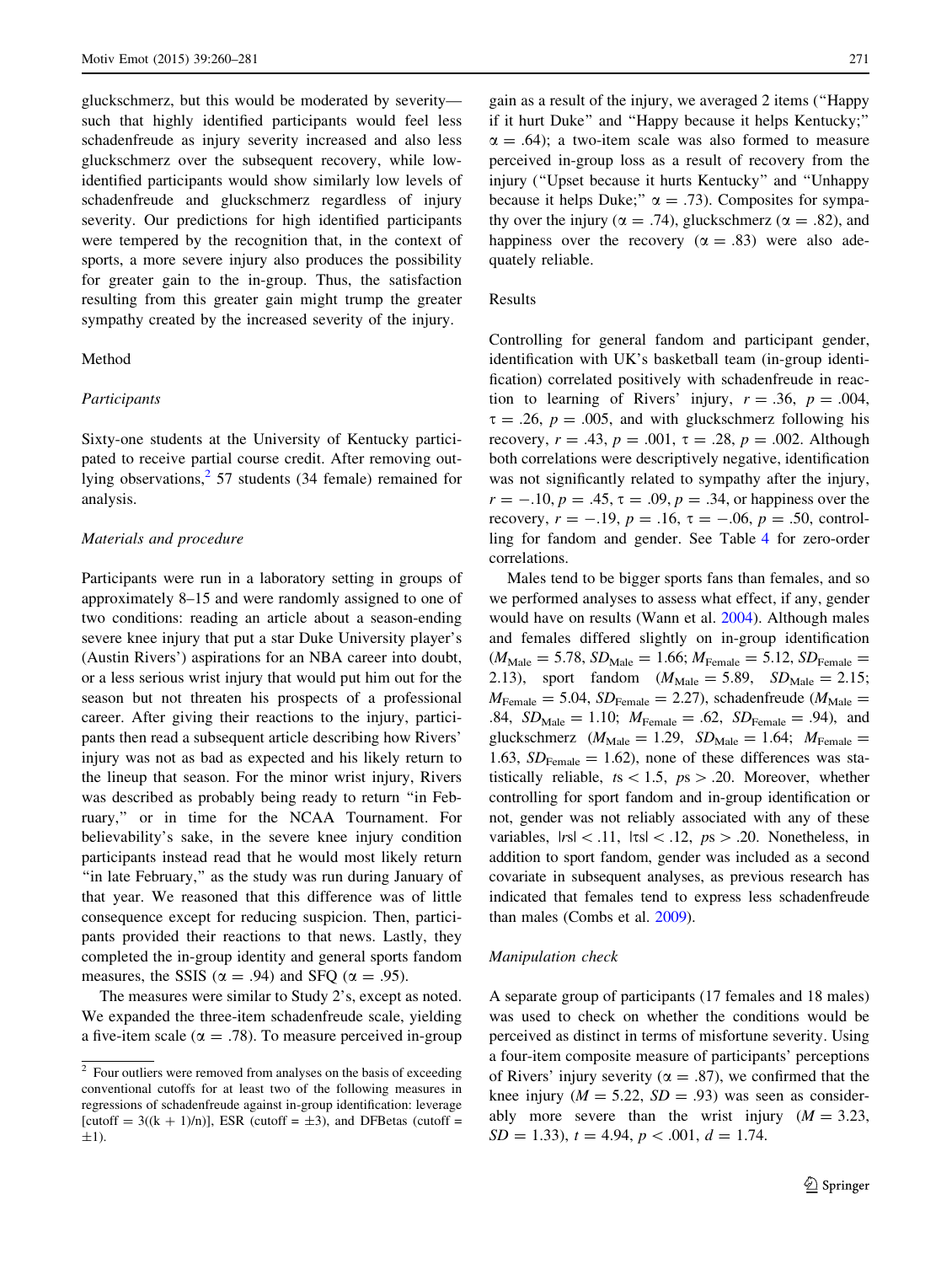gluckschmerz, but this would be moderated by severity—such that highly identified participants would feel less schadenfreude as injury severity increased and also less gluckschmerz over the subsequent recovery, while low-identified participants would show similarly low levels of schadenfreude and gluckschmerz regardless of injury severity. Our predictions for high identified participants were tempered by the recognition that, in the context of sports, a more severe injury also produces the possibility for greater gain to the in-group. Thus, the satisfaction resulting from this greater gain might trump the greater sympathy created by the increased severity of the injury.

### Method

#### *Participants*

Sixty-one students at the University of Kentucky participated to receive partial course credit. After removing outlying observations,[2] 57 students (34 female) remained for analysis.

#### *Materials and procedure*

Participants were run in a laboratory setting in groups of approximately 8–15 and were randomly assigned to one of two conditions: reading an article about a season-ending severe knee injury that put a star Duke University player's (Austin Rivers') aspirations for an NBA career into doubt, or a less serious wrist injury that would put him out for the season but not threaten his prospects of a professional career. After giving their reactions to the injury, participants then read a subsequent article describing how Rivers' injury was not as bad as expected and his likely return to the lineup that season. For the minor wrist injury, Rivers was described as probably being ready to return "in February," or in time for the NCAA Tournament. For believability's sake, in the severe knee injury condition participants instead read that he would most likely return "in late February," as the study was run during January of that year. We reasoned that this difference was of little consequence except for reducing suspicion. Then, participants provided their reactions to that news. Lastly, they completed the in-group identity and general sports fandom measures, the SSIS ($\alpha = .94$) and SFQ ($\alpha = .95$).

The measures were similar to Study 2's, except as noted. We expanded the three-item schadenfreude scale, yielding a five-item scale ($\alpha = .78$). To measure perceived in-group gain as a result of the injury, we averaged 2 items ("Happy if it hurt Duke" and "Happy because it helps Kentucky;" $\alpha = .64$); a two-item scale was also formed to measure perceived in-group loss as a result of recovery from the injury ("Upset because it hurts Kentucky" and "Unhappy because it helps Duke;" $\alpha = .73$). Composites for sympathy over the injury ($\alpha = .74$), gluckschmerz ($\alpha = .82$), and happiness over the recovery ($\alpha = .83$) were also adequately reliable.

### Results

Controlling for general fandom and participant gender, identification with UK's basketball team (in-group identification) correlated positively with schadenfreude in reaction to learning of Rivers' injury, $r = .36$, $p = .004$, $\tau = .26$, $p = .005$, and with gluckschmerz following his recovery, $r = .43$, $p = .001$, $\tau = .28$, $p = .002$. Although both correlations were descriptively negative, identification was not significantly related to sympathy after the injury, $r = -.10$, $p = .45$, $\tau = .09$, $p = .34$, or happiness over the recovery, $r = -.19$, $p = .16$, $\tau = -.06$, $p = .50$, controlling for fandom and gender. See Table 4 for zero-order correlations.

Males tend to be bigger sports fans than females, and so we performed analyses to assess what effect, if any, gender would have on results (Wann et al. 2004). Although males and females differed slightly on in-group identification ($M_{\text{Male}} = 5.78$, $SD_{\text{Male}} = 1.66$; $M_{\text{Female}} = 5.12$, $SD_{\text{Female}} = 2.13$), sport fandom ($M_{\text{Male}} = 5.89$, $SD_{\text{Male}} = 2.15$; $M_{\text{Female}} = 5.04$, $SD_{\text{Female}} = 2.27$), schadenfreude ($M_{\text{Male}} = .84$, $SD_{\text{Male}} = 1.10$; $M_{\text{Female}} = .62$, $SD_{\text{Female}} = .94$), and gluckschmerz ($M_{\text{Male}} = 1.29$, $SD_{\text{Male}} = 1.64$; $M_{\text{Female}} = 1.63$, $SD_{\text{Female}} = 1.62$), none of these differences was statistically reliable, $ts < 1.5$, $ps > .20$. Moreover, whether controlling for sport fandom and in-group identification or not, gender was not reliably associated with any of these variables, $|rs| < .11$, $|\tau s| < .12$, $ps > .20$. Nonetheless, in addition to sport fandom, gender was included as a second covariate in subsequent analyses, as previous research has indicated that females tend to express less schadenfreude than males (Combs et al. 2009).

#### *Manipulation check*

A separate group of participants (17 females and 18 males) was used to check on whether the conditions would be perceived as distinct in terms of misfortune severity. Using a four-item composite measure of participants' perceptions of Rivers' injury severity ($\alpha = .87$), we confirmed that the knee injury ($M = 5.22$, $SD = .93$) was seen as considerably more severe than the wrist injury ($M = 3.23$, $SD = 1.33$), $t = 4.94$, $p < .001$, $d = 1.74$.

---

[2] Four outliers were removed from analyses on the basis of exceeding conventional cutoffs for at least two of the following measures in regressions of schadenfreude against in-group identification: leverage [cutoff = $3((k + 1)/n)$], ESR (cutoff = $\pm 3$), and DFBetas (cutoff = $\pm 1$).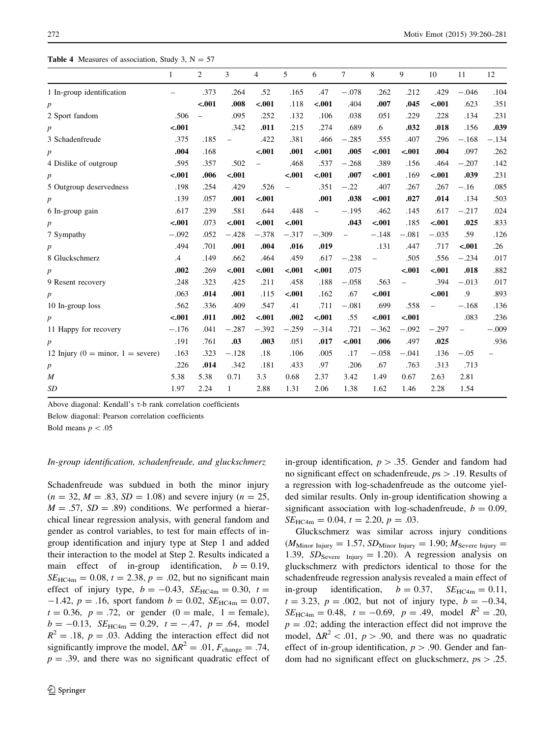**Table 4** Measures of association, Study 3, N = 57

| | 1 | 2 | 3 | 4 | 5 | 6 | 7 | 8 | 9 | 10 | 11 | 12 |
|---|---|---|---|---|---|---|---|---|---|---|---|---|
| 1 In-group identification | – | .373 | .264 | .52 | .165 | .47 | −.078 | .262 | .212 | .429 | −.046 | .104 |
| *p* | | **<.001** | **.008** | **<.001** | .118 | **<.001** | .404 | **.007** | **.045** | **<.001** | .623 | .351 |
| 2 Sport fandom | .506 | – | .095 | .252 | .132 | .106 | .038 | .051 | .229 | .228 | .134 | .231 |
| *p* | **<.001** | | .342 | **.011** | .215 | .274 | .689 | .6 | **.032** | **.018** | .156 | **.039** |
| 3 Schadenfreude | .375 | .185 | – | .422 | .381 | .466 | −.285 | .555 | .407 | .296 | −.168 | −.134 |
| *p* | **.004** | .168 | | **<.001** | **.001** | **<.001** | **.005** | **<.001** | **<.001** | **.004** | .097 | .262 |
| 4 Dislike of outgroup | .595 | .357 | .502 | – | .468 | .537 | −.268 | .389 | .156 | .464 | −.207 | .142 |
| *p* | **<.001** | **.006** | **<.001** | | **<.001** | **<.001** | **.007** | **<.001** | .169 | **<.001** | **.039** | .231 |
| 5 Outgroup deservedness | .198 | .254 | .429 | .526 | – | .351 | −.22 | .407 | .267 | .267 | −.16 | .085 |
| *p* | .139 | .057 | **.001** | **<.001** | | **.001** | **.038** | **<.001** | **.027** | **.014** | .134 | .503 |
| 6 In-group gain | .617 | .239 | .581 | .644 | .448 | – | −.195 | .462 | .145 | .617 | −.217 | .024 |
| *p* | **<.001** | .073 | **<.001** | **<.001** | **<.001** | | **.043** | **<.001** | .185 | **<.001** | **.025** | .833 |
| 7 Sympathy | −.092 | .052 | −.428 | −.378 | −.317 | −.309 | – | −.148 | −.081 | −.035 | .59 | .126 |
| *p* | .494 | .701 | **.001** | **.004** | **.016** | **.019** | | .131 | .447 | .717 | **<.001** | .26 |
| 8 Gluckschmerz | .4 | .149 | .662 | .464 | .459 | .617 | −.238 | – | .505 | .556 | −.234 | .017 |
| *p* | **.002** | .269 | **<.001** | **<.001** | **<.001** | **<.001** | .075 | | **<.001** | **<.001** | **.018** | .882 |
| 9 Resent recovery | .248 | .323 | .425 | .211 | .458 | .188 | −.058 | .563 | – | .394 | −.013 | .017 |
| *p* | .063 | **.014** | **.001** | .115 | **<.001** | .162 | .67 | **<.001** | | **<.001** | .9 | .893 |
| 10 In-group loss | .562 | .336 | .409 | .547 | .41 | .711 | −.081 | .699 | .558 | – | .083 | .136 |
| *p* | **<.001** | **.011** | **.002** | **<.001** | **.002** | **<.001** | .55 | **<.001** | **<.001** | | .236 | |
| 11 Happy for recovery | −.176 | .041 | −.287 | −.392 | −.259 | −.314 | .721 | −.362 | −.092 | −.297 | – | −.009 |
| *p* | .191 | .761 | **.03** | **.003** | .051 | **.017** | **<.001** | **.006** | .497 | **.025** | | .936 |
| 12 Injury (0 = minor, 1 = severe) | .163 | .323 | −.128 | .18 | .106 | .005 | .17 | −.058 | −.041 | .136 | −.05 | – |
| *p* | .226 | **.014** | .342 | .181 | .433 | .97 | .206 | .67 | .763 | .313 | .713 | |
| *M* | 5.38 | 5.38 | 0.71 | 3.3 | 0.68 | 2.37 | 3.42 | 1.49 | 0.67 | 2.63 | 2.81 | |
| *SD* | 1.97 | 2.24 | 1 | 2.88 | 1.31 | 2.06 | 1.38 | 1.62 | 1.46 | 2.28 | 1.54 | |

Above diagonal: Kendall's τ-b rank correlation coefficients

Below diagonal: Pearson correlation coefficients

Bold means $p < .05$

*In-group identification, schadenfreude, and gluckschmerz*

Schadenfreude was subdued in both the minor injury ($n = 32$, $M = .83$, $SD = 1.08$) and severe injury ($n = 25$, $M = .57$, $SD = .89$) conditions. We performed a hierarchical linear regression analysis, with general fandom and gender as control variables, to test for main effects of in-group identification and injury type at Step 1 and added their interaction to the model at Step 2. Results indicated a main effect of in-group identification, $b = 0.19$, $SE_{HC4m} = 0.08$, $t = 2.38$, $p = .02$, but no significant main effect of injury type, $b = -0.43$, $SE_{HC4m} = 0.30$, $t = -1.42$, $p = .16$, sport fandom $b = 0.02$, $SE_{HC4m} = 0.07$, $t = 0.36$, $p = .72$, or gender (0 = male, 1 = female), $b = -0.13$, $SE_{HC4m} = 0.29$, $t = -.47$, $p = .64$, model $R^2 = .18$, $p = .03$. Adding the interaction effect did not significantly improve the model, $\Delta R^2 = .01$, $F_{change} = .74$, $p = .39$, and there was no significant quadratic effect of in-group identification, $p > .35$. Gender and fandom had no significant effect on schadenfreude, $ps > .19$. Results of a regression with log-schadenfreude as the outcome yielded similar results. Only in-group identification showing a significant association with log-schadenfreude, $b = 0.09$, $SE_{HC4m} = 0.04$, $t = 2.20$, $p = .03$.

Gluckschmerz was similar across injury conditions ($M_{Minor\ Injury} = 1.57$, $SD_{Minor\ Injury} = 1.90$; $M_{Severe\ Injury} = 1.39$, $SD_{Severe\ Injury} = 1.20$). A regression analysis on gluckschmerz with predictors identical to those for the schadenfreude regression analysis revealed a main effect of in-group identification, $b = 0.37$, $SE_{HC4m} = 0.11$, $t = 3.23$, $p = .002$, but not of injury type, $b = -0.34$, $SE_{HC4m} = 0.48$, $t = -0.69$, $p = .49$, model $R^2 = .20$, $p = .02$; adding the interaction effect did not improve the model, $\Delta R^2 < .01$, $p > .90$, and there was no quadratic effect of in-group identification, $p > .90$. Gender and fandom had no significant effect on gluckschmerz, $ps > .25$.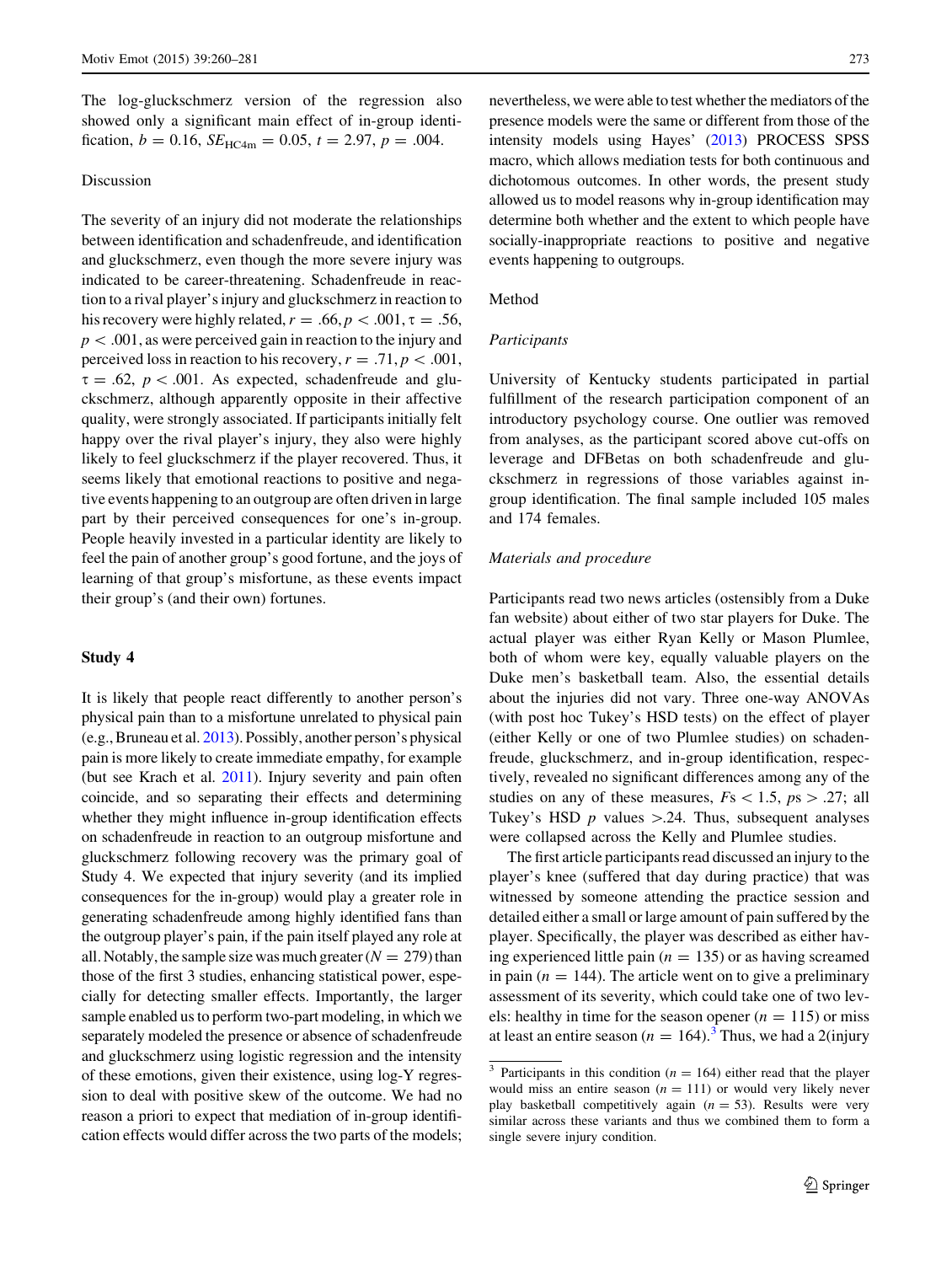The log-gluckschmerz version of the regression also showed only a significant main effect of in-group identification, $b = 0.16$, $SE_{HC4m} = 0.05$, $t = 2.97$, $p = .004$.

### Discussion

The severity of an injury did not moderate the relationships between identification and schadenfreude, and identification and gluckschmerz, even though the more severe injury was indicated to be career-threatening. Schadenfreude in reaction to a rival player's injury and gluckschmerz in reaction to his recovery were highly related, $r = .66, p < .001, \tau = .56$, $p < .001$, as were perceived gain in reaction to the injury and perceived loss in reaction to his recovery, $r = .71, p < .001$, $\tau = .62$, $p < .001$. As expected, schadenfreude and gluckschmerz, although apparently opposite in their affective quality, were strongly associated. If participants initially felt happy over the rival player's injury, they also were highly likely to feel gluckschmerz if the player recovered. Thus, it seems likely that emotional reactions to positive and negative events happening to an outgroup are often driven in large part by their perceived consequences for one's in-group. People heavily invested in a particular identity are likely to feel the pain of another group's good fortune, and the joys of learning of that group's misfortune, as these events impact their group's (and their own) fortunes.

## Study 4

It is likely that people react differently to another person's physical pain than to a misfortune unrelated to physical pain (e.g., Bruneau et al. 2013). Possibly, another person's physical pain is more likely to create immediate empathy, for example (but see Krach et al. 2011). Injury severity and pain often coincide, and so separating their effects and determining whether they might influence in-group identification effects on schadenfreude in reaction to an outgroup misfortune and gluckschmerz following recovery was the primary goal of Study 4. We expected that injury severity (and its implied consequences for the in-group) would play a greater role in generating schadenfreude among highly identified fans than the outgroup player's pain, if the pain itself played any role at all. Notably, the sample size was much greater ($N = 279$) than those of the first 3 studies, enhancing statistical power, especially for detecting smaller effects. Importantly, the larger sample enabled us to perform two-part modeling, in which we separately modeled the presence or absence of schadenfreude and gluckschmerz using logistic regression and the intensity of these emotions, given their existence, using log-Y regression to deal with positive skew of the outcome. We had no reason a priori to expect that mediation of in-group identification effects would differ across the two parts of the models; nevertheless, we were able to test whether the mediators of the presence models were the same or different from those of the intensity models using Hayes' (2013) PROCESS SPSS macro, which allows mediation tests for both continuous and dichotomous outcomes. In other words, the present study allowed us to model reasons why in-group identification may determine both whether and the extent to which people have socially-inappropriate reactions to positive and negative events happening to outgroups.

### Method

#### *Participants*

University of Kentucky students participated in partial fulfillment of the research participation component of an introductory psychology course. One outlier was removed from analyses, as the participant scored above cut-offs on leverage and DFBetas on both schadenfreude and gluckschmerz in regressions of those variables against in-group identification. The final sample included 105 males and 174 females.

#### *Materials and procedure*

Participants read two news articles (ostensibly from a Duke fan website) about either of two star players for Duke. The actual player was either Ryan Kelly or Mason Plumlee, both of whom were key, equally valuable players on the Duke men's basketball team. Also, the essential details about the injuries did not vary. Three one-way ANOVAs (with post hoc Tukey's HSD tests) on the effect of player (either Kelly or one of two Plumlee studies) on schadenfreude, gluckschmerz, and in-group identification, respectively, revealed no significant differences among any of the studies on any of these measures, $Fs < 1.5$, $ps > .27$; all Tukey's HSD $p$ values $>.24$. Thus, subsequent analyses were collapsed across the Kelly and Plumlee studies.

The first article participants read discussed an injury to the player's knee (suffered that day during practice) that was witnessed by someone attending the practice session and detailed either a small or large amount of pain suffered by the player. Specifically, the player was described as either having experienced little pain ($n = 135$) or as having screamed in pain ($n = 144$). The article went on to give a preliminary assessment of its severity, which could take one of two levels: healthy in time for the season opener ($n = 115$) or miss at least an entire season ($n = 164$).[3] Thus, we had a 2(injury

[3] Participants in this condition ($n = 164$) either read that the player would miss an entire season ($n = 111$) or would very likely never play basketball competitively again ($n = 53$). Results were very similar across these variants and thus we combined them to form a single severe injury condition.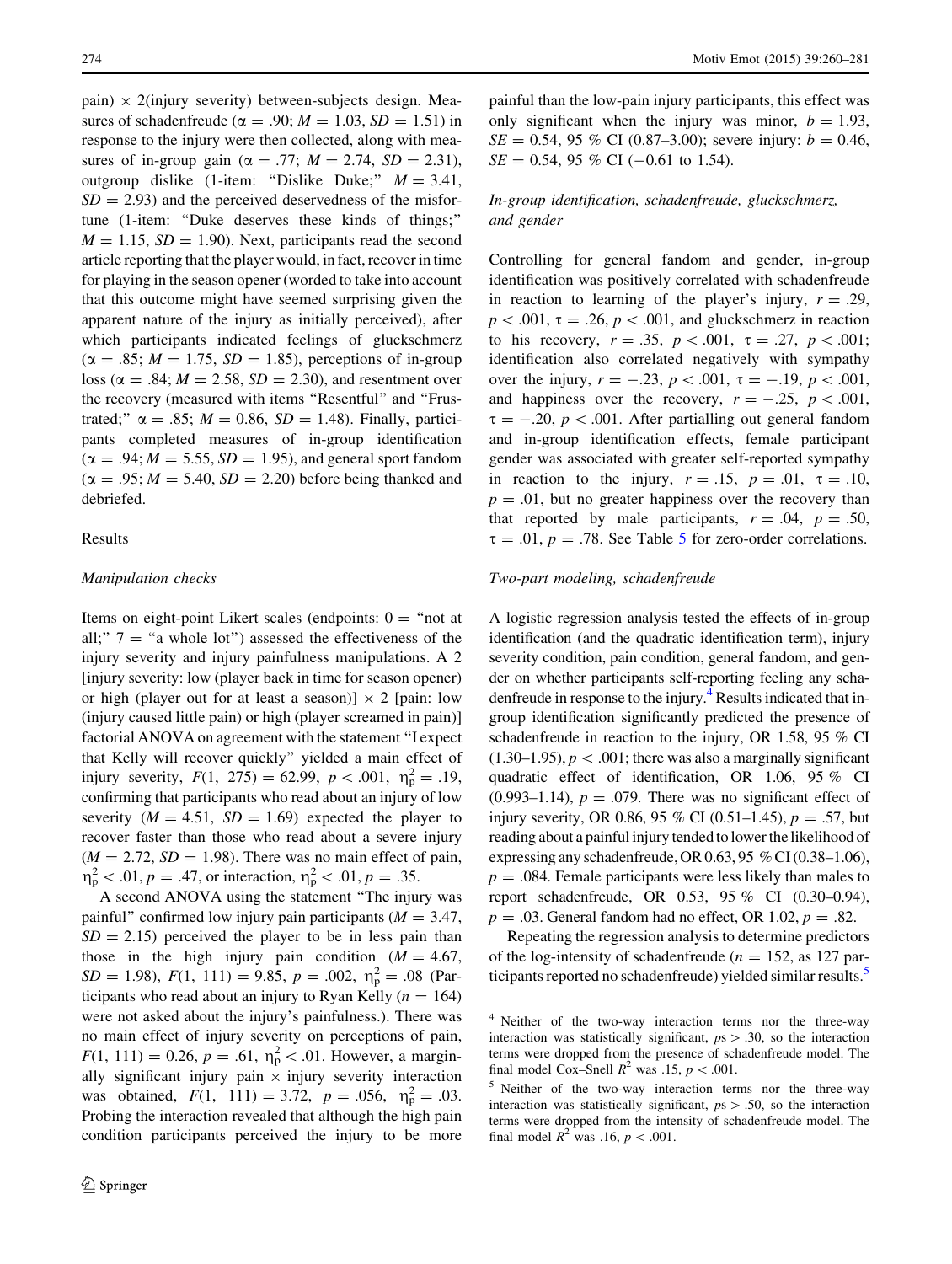pain) × 2(injury severity) between-subjects design. Measures of schadenfreude ($\alpha = .90$; $M = 1.03$, $SD = 1.51$) in response to the injury were then collected, along with measures of in-group gain ($\alpha = .77$; $M = 2.74$, $SD = 2.31$), outgroup dislike (1-item: "Dislike Duke;" $M = 3.41$, $SD = 2.93$) and the perceived deservedness of the misfortune (1-item: "Duke deserves these kinds of things;" $M = 1.15$, $SD = 1.90$). Next, participants read the second article reporting that the player would, in fact, recover in time for playing in the season opener (worded to take into account that this outcome might have seemed surprising given the apparent nature of the injury as initially perceived), after which participants indicated feelings of gluckschmerz ($\alpha = .85$; $M = 1.75$, $SD = 1.85$), perceptions of in-group loss ($\alpha = .84$; $M = 2.58$, $SD = 2.30$), and resentment over the recovery (measured with items "Resentful" and "Frustrated;" $\alpha = .85$; $M = 0.86$, $SD = 1.48$). Finally, participants completed measures of in-group identification ($\alpha = .94$; $M = 5.55$, $SD = 1.95$), and general sport fandom ($\alpha = .95$; $M = 5.40$, $SD = 2.20$) before being thanked and debriefed.

### Results

#### *Manipulation checks*

Items on eight-point Likert scales (endpoints: 0 = "not at all;" 7 = "a whole lot") assessed the effectiveness of the injury severity and injury painfulness manipulations. A 2 [injury severity: low (player back in time for season opener) or high (player out for at least a season)] × 2 [pain: low (injury caused little pain) or high (player screamed in pain)] factorial ANOVA on agreement with the statement "I expect that Kelly will recover quickly" yielded a main effect of injury severity, $F(1, 275) = 62.99$, $p < .001$, $\eta_p^2 = .19$, confirming that participants who read about an injury of low severity ($M = 4.51$, $SD = 1.69$) expected the player to recover faster than those who read about a severe injury ($M = 2.72$, $SD = 1.98$). There was no main effect of pain, $\eta_p^2 < .01$, $p = .47$, or interaction, $\eta_p^2 < .01$, $p = .35$.

A second ANOVA using the statement "The injury was painful" confirmed low injury pain participants ($M = 3.47$, $SD = 2.15$) perceived the player to be in less pain than those in the high injury pain condition ($M = 4.67$, $SD = 1.98$), $F(1, 111) = 9.85$, $p = .002$, $\eta_p^2 = .08$ (Participants who read about an injury to Ryan Kelly ($n = 164$) were not asked about the injury's painfulness.). There was no main effect of injury severity on perceptions of pain, $F(1, 111) = 0.26$, $p = .61$, $\eta_p^2 < .01$. However, a marginally significant injury pain × injury severity interaction was obtained, $F(1, 111) = 3.72$, $p = .056$, $\eta_p^2 = .03$. Probing the interaction revealed that although the high pain condition participants perceived the injury to be more painful than the low-pain injury participants, this effect was only significant when the injury was minor, $b = 1.93$, $SE = 0.54$, 95 % CI (0.87–3.00); severe injury: $b = 0.46$, $SE = 0.54$, 95 % CI (−0.61 to 1.54).

#### *In-group identification, schadenfreude, gluckschmerz, and gender*

Controlling for general fandom and gender, in-group identification was positively correlated with schadenfreude in reaction to learning of the player's injury, $r = .29$, $p < .001$, $\tau = .26$, $p < .001$, and gluckschmerz in reaction to his recovery, $r = .35$, $p < .001$, $\tau = .27$, $p < .001$; identification also correlated negatively with sympathy over the injury, $r = -.23$, $p < .001$, $\tau = -.19$, $p < .001$, and happiness over the recovery, $r = -.25$, $p < .001$, $\tau = -.20$, $p < .001$. After partialling out general fandom and in-group identification effects, female participant gender was associated with greater self-reported sympathy in reaction to the injury, $r = .15$, $p = .01$, $\tau = .10$, $p = .01$, but no greater happiness over the recovery than that reported by male participants, $r = .04$, $p = .50$, $\tau = .01$, $p = .78$. See Table 5 for zero-order correlations.

#### *Two-part modeling, schadenfreude*

A logistic regression analysis tested the effects of in-group identification (and the quadratic identification term), injury severity condition, pain condition, general fandom, and gender on whether participants self-reporting feeling any schadenfreude in response to the injury.[4] Results indicated that in-group identification significantly predicted the presence of schadenfreude in reaction to the injury, OR 1.58, 95 % CI (1.30–1.95), $p < .001$; there was also a marginally significant quadratic effect of identification, OR 1.06, 95 % CI (0.993–1.14), $p = .079$. There was no significant effect of injury severity, OR 0.86, 95 % CI (0.51–1.45), $p = .57$, but reading about a painful injury tended to lower the likelihood of expressing any schadenfreude, OR 0.63, 95 % CI (0.38–1.06), $p = .084$. Female participants were less likely than males to report schadenfreude, OR 0.53, 95 % CI (0.30–0.94), $p = .03$. General fandom had no effect, OR 1.02, $p = .82$.

Repeating the regression analysis to determine predictors of the log-intensity of schadenfreude ($n = 152$, as 127 participants reported no schadenfreude) yielded similar results.[5]

---

[4] Neither of the two-way interaction terms nor the three-way interaction was statistically significant, $ps > .30$, so the interaction terms were dropped from the presence of schadenfreude model. The final model Cox–Snell $R^2$ was .15, $p < .001$.

[5] Neither of the two-way interaction terms nor the three-way interaction was statistically significant, $ps > .50$, so the interaction terms were dropped from the intensity of schadenfreude model. The final model $R^2$ was .16, $p < .001$.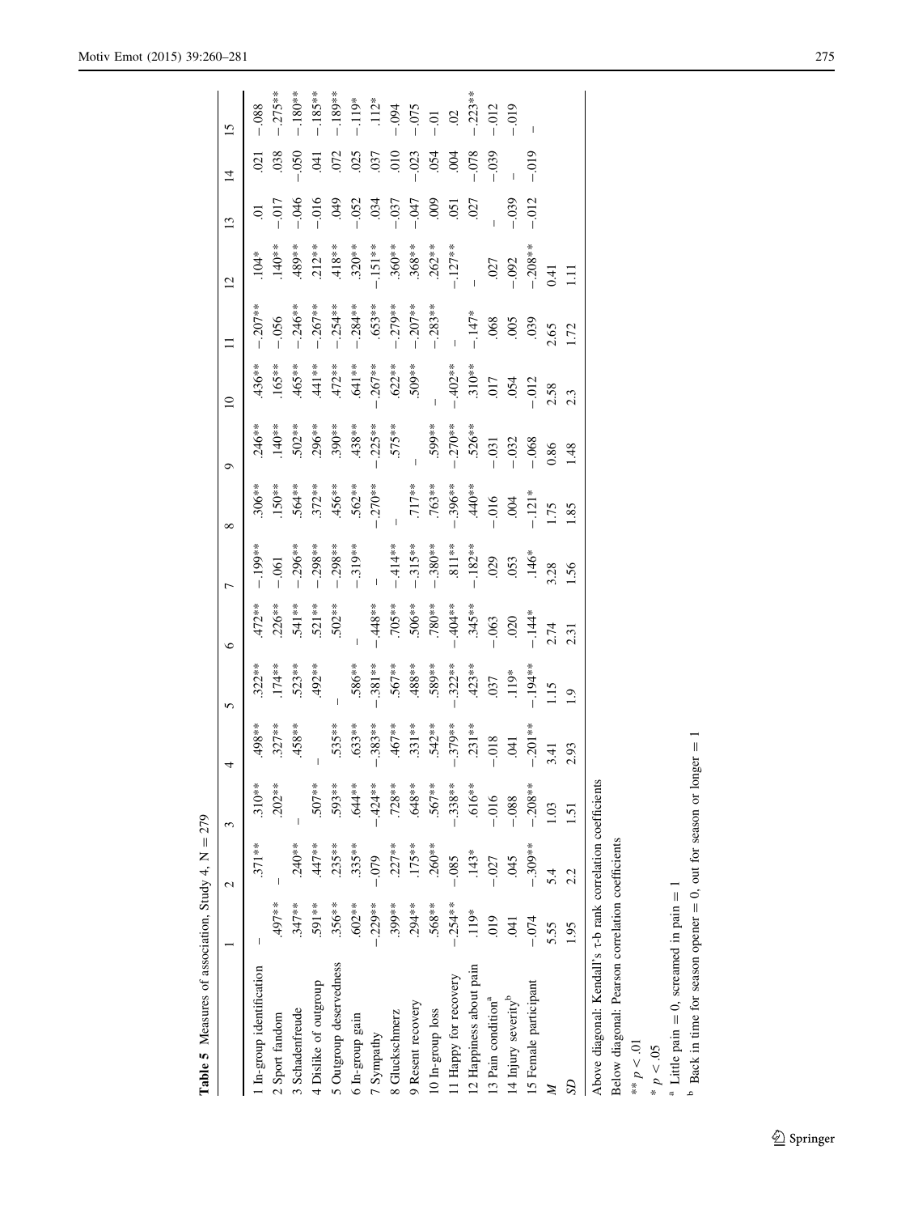**Table 5** Measures of association, Study 4, N = 279

| | 1 | 2 | 3 | 4 | 5 | 6 | 7 | 8 | 9 | 10 | 11 | 12 | 13 | 14 | 15 |
|---|---|---|---|---|---|---|---|---|---|---|---|---|---|---|---|
| 1 In-group identification | – | .371** | .310** | .498** | .322** | .472** | −.199** | .306** | .246** | .436** | −.207** | .104* | .01 | .021 | −.088 |
| 2 Sport fandom | .497** | – | .202** | .327** | .174** | .226** | −.061 | .150** | .140** | .165** | −.056 | .140** | −.017 | .038 | −.275** |
| 3 Schadenfreude | .347** | .240** | – | .458** | .523** | .541** | −.296** | .564** | .502** | .465** | −.246** | .489** | −.046 | −.050 | −.180** |
| 4 Dislike of outgroup | .591** | .447** | .507** | – | .492** | .521** | −.298** | .372** | .296** | .441** | −.267** | .212** | −.016 | .041 | −.185** |
| 5 Outgroup deservedness | .356** | .235** | .593** | .535** | – | .502** | −.298** | .456** | .390** | .472** | −.254** | .418** | .049 | .072 | −.189** |
| 6 In-group gain | .602** | .335** | .644** | .633** | .586** | – | −.319** | .562** | .438** | .641** | −.284** | .320** | −.052 | .025 | −.119* |
| 7 Sympathy | −.229** | −.079 | −.424** | −.383** | −.381** | −.448** | – | −.270** | −.225** | −.267** | .653** | −.151** | .034 | .037 | .112* |
| 8 Gluckschmerz | .399** | .227** | .728** | .467** | .567** | .705** | −.414** | – | .575** | .622** | −.279** | .360** | −.037 | .010 | −.094 |
| 9 Resent recovery | .294** | .175** | .648** | .331** | .488** | .506** | −.315** | .717** | – | .509** | −.207** | .368** | −.047 | −.023 | −.075 |
| 10 In-group loss | .568** | .260** | .567** | .542** | .589** | .780** | −.380** | .763** | .599** | – | −.283** | .262** | .009 | .054 | −.01 |
| 11 Happy for recovery | −.254** | −.085 | −.338** | −.379** | −.322** | −.404** | .811** | −.396** | −.270** | −.402** | – | −.127** | .051 | .004 | .02 |
| 12 Happiness about pain | .119* | .143* | .616** | .231** | .423** | .345** | −.182** | .440** | .526** | .310** | −.147* | – | .027 | −.078 | −.223** |
| 13 Pain condition[a] | .019 | −.027 | −.016 | −.018 | .037 | −.063 | .029 | −.016 | −.031 | .017 | .068 | .027 | – | −.039 | −.012 |
| 14 Injury severity[b] | .041 | .045 | −.088 | .041 | .119* | .020 | .053 | .004 | −.032 | .054 | .005 | −.092 | −.039 | – | −.019 |
| 15 Female participant | −.074 | −.309** | −.208** | −.201** | −.194** | −.144* | .146* | −.121* | −.068 | −.012 | .039 | −.208** | −.012 | −.019 | – |
| *M* | 5.55 | 5.4 | 1.03 | 3.41 | 1.15 | 2.74 | 3.28 | 1.75 | 0.86 | 2.58 | 2.65 | 0.41 | | | |
| *SD* | 1.95 | 2.2 | 1.51 | 2.93 | 1.9 | 2.31 | 1.56 | 1.85 | 1.48 | 2.3 | 1.72 | 1.11 | | | |

Above diagonal: Kendall's τ-b rank correlation coefficients

Below diagonal: Pearson correlation coefficients

** $p < .01$

* $p < .05$

[a] Little pain = 0, screamed in pain = 1

[b] Back in time for season opener = 0, out for season or longer = 1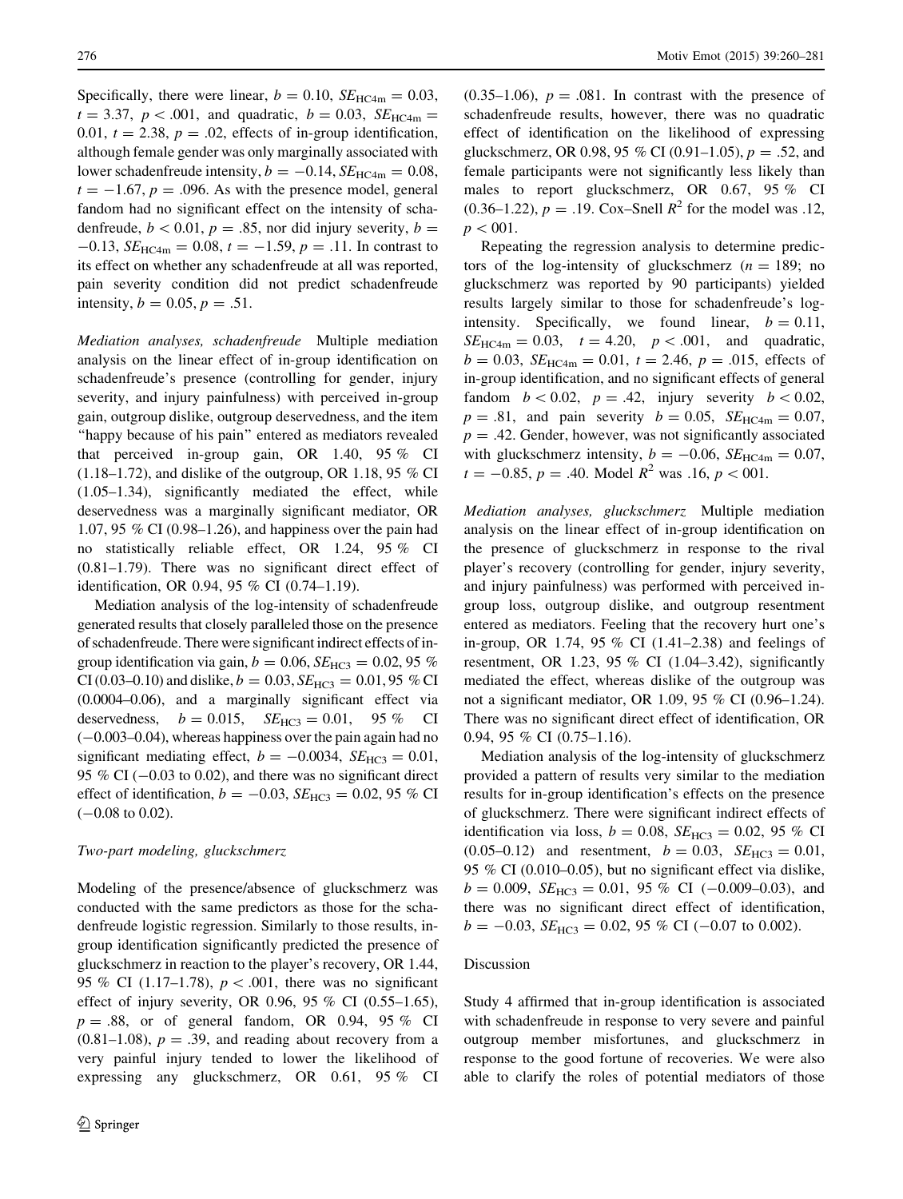Specifically, there were linear, $b = 0.10$, $SE_{HC4m} = 0.03$, $t = 3.37$, $p < .001$, and quadratic, $b = 0.03$, $SE_{HC4m} = 0.01$, $t = 2.38$, $p = .02$, effects of in-group identification, although female gender was only marginally associated with lower schadenfreude intensity, $b = -0.14$, $SE_{HC4m} = 0.08$, $t = -1.67$, $p = .096$. As with the presence model, general fandom had no significant effect on the intensity of schadenfreude, $b < 0.01$, $p = .85$, nor did injury severity, $b = -0.13$, $SE_{HC4m} = 0.08$, $t = -1.59$, $p = .11$. In contrast to its effect on whether any schadenfreude at all was reported, pain severity condition did not predict schadenfreude intensity, $b = 0.05$, $p = .51$.

*Mediation analyses, schadenfreude* Multiple mediation analysis on the linear effect of in-group identification on schadenfreude's presence (controlling for gender, injury severity, and injury painfulness) with perceived in-group gain, outgroup dislike, outgroup deservedness, and the item "happy because of his pain" entered as mediators revealed that perceived in-group gain, OR 1.40, 95 % CI (1.18–1.72), and dislike of the outgroup, OR 1.18, 95 % CI (1.05–1.34), significantly mediated the effect, while deservedness was a marginally significant mediator, OR 1.07, 95 % CI (0.98–1.26), and happiness over the pain had no statistically reliable effect, OR 1.24, 95 % CI (0.81–1.79). There was no significant direct effect of identification, OR 0.94, 95 % CI (0.74–1.19).

Mediation analysis of the log-intensity of schadenfreude generated results that closely paralleled those on the presence of schadenfreude. There were significant indirect effects of in-group identification via gain, $b = 0.06$, $SE_{HC3} = 0.02$, 95 % CI (0.03–0.10) and dislike, $b = 0.03$, $SE_{HC3} = 0.01$, 95 % CI (0.0004–0.06), and a marginally significant effect via deservedness, $b = 0.015$, $SE_{HC3} = 0.01$, 95 % CI (−0.003–0.04), whereas happiness over the pain again had no significant mediating effect, $b = -0.0034$, $SE_{HC3} = 0.01$, 95 % CI (−0.03 to 0.02), and there was no significant direct effect of identification, $b = -0.03$, $SE_{HC3} = 0.02$, 95 % CI (−0.08 to 0.02).

### Two-part modeling, gluckschmerz

Modeling of the presence/absence of gluckschmerz was conducted with the same predictors as those for the schadenfreude logistic regression. Similarly to those results, in-group identification significantly predicted the presence of gluckschmerz in reaction to the player's recovery, OR 1.44, 95 % CI (1.17–1.78), $p < .001$, there was no significant effect of injury severity, OR 0.96, 95 % CI (0.55–1.65), $p = .88$, or of general fandom, OR 0.94, 95 % CI (0.81–1.08), $p = .39$, and reading about recovery from a very painful injury tended to lower the likelihood of expressing any gluckschmerz, OR 0.61, 95 % CI (0.35–1.06), $p = .081$. In contrast with the presence of schadenfreude results, however, there was no quadratic effect of identification on the likelihood of expressing gluckschmerz, OR 0.98, 95 % CI (0.91–1.05), $p = .52$, and female participants were not significantly less likely than males to report gluckschmerz, OR 0.67, 95 % CI (0.36–1.22), $p = .19$. Cox–Snell $R^2$ for the model was .12, $p < 001$.

Repeating the regression analysis to determine predictors of the log-intensity of gluckschmerz ($n = 189$; no gluckschmerz was reported by 90 participants) yielded results largely similar to those for schadenfreude's log-intensity. Specifically, we found linear, $b = 0.11$, $SE_{HC4m} = 0.03$, $t = 4.20$, $p < .001$, and quadratic, $b = 0.03$, $SE_{HC4m} = 0.01$, $t = 2.46$, $p = .015$, effects of in-group identification, and no significant effects of general fandom $b < 0.02$, $p = .42$, injury severity $b < 0.02$, $p = .81$, and pain severity $b = 0.05$, $SE_{HC4m} = 0.07$, $p = .42$. Gender, however, was not significantly associated with gluckschmerz intensity, $b = -0.06$, $SE_{HC4m} = 0.07$, $t = -0.85$, $p = .40$. Model $R^2$ was .16, $p < 001$.

*Mediation analyses, gluckschmerz* Multiple mediation analysis on the linear effect of in-group identification on the presence of gluckschmerz in response to the rival player's recovery (controlling for gender, injury severity, and injury painfulness) was performed with perceived in-group loss, outgroup dislike, and outgroup resentment entered as mediators. Feeling that the recovery hurt one's in-group, OR 1.74, 95 % CI (1.41–2.38) and feelings of resentment, OR 1.23, 95 % CI (1.04–3.42), significantly mediated the effect, whereas dislike of the outgroup was not a significant mediator, OR 1.09, 95 % CI (0.96–1.24). There was no significant direct effect of identification, OR 0.94, 95 % CI (0.75–1.16).

Mediation analysis of the log-intensity of gluckschmerz provided a pattern of results very similar to the mediation results for in-group identification's effects on the presence of gluckschmerz. There were significant indirect effects of identification via loss, $b = 0.08$, $SE_{HC3} = 0.02$, 95 % CI (0.05–0.12) and resentment, $b = 0.03$, $SE_{HC3} = 0.01$, 95 % CI (0.010–0.05), but no significant effect via dislike, $b = 0.009$, $SE_{HC3} = 0.01$, 95 % CI (−0.009–0.03), and there was no significant direct effect of identification, $b = -0.03$, $SE_{HC3} = 0.02$, 95 % CI (−0.07 to 0.002).

### Discussion

Study 4 affirmed that in-group identification is associated with schadenfreude in response to very severe and painful outgroup member misfortunes, and gluckschmerz in response to the good fortune of recoveries. We were also able to clarify the roles of potential mediators of those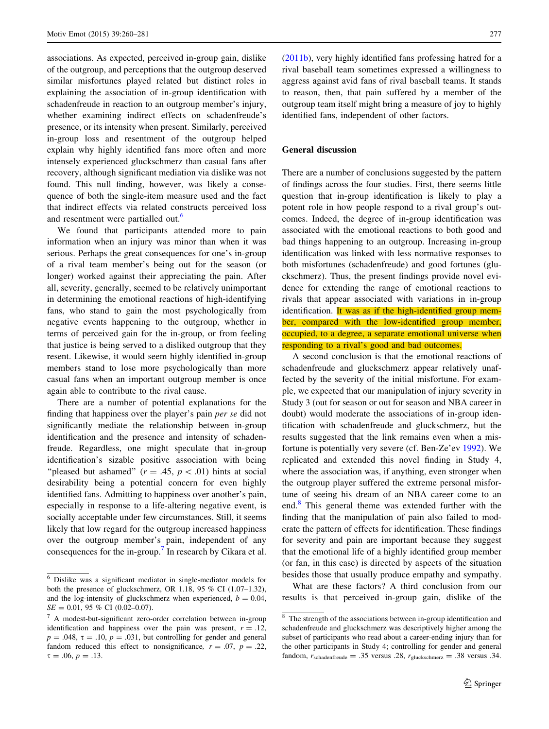associations. As expected, perceived in-group gain, dislike of the outgroup, and perceptions that the outgroup deserved similar misfortunes played related but distinct roles in explaining the association of in-group identification with schadenfreude in reaction to an outgroup member's injury, whether examining indirect effects on schadenfreude's presence, or its intensity when present. Similarly, perceived in-group loss and resentment of the outgroup helped explain why highly identified fans more often and more intensely experienced gluckschmerz than casual fans after recovery, although significant mediation via dislike was not found. This null finding, however, was likely a consequence of both the single-item measure used and the fact that indirect effects via related constructs perceived loss and resentment were partialled out.[6]

We found that participants attended more to pain information when an injury was minor than when it was serious. Perhaps the great consequences for one's in-group of a rival team member's being out for the season (or longer) worked against their appreciating the pain. After all, severity, generally, seemed to be relatively unimportant in determining the emotional reactions of high-identifying fans, who stand to gain the most psychologically from negative events happening to the outgroup, whether in terms of perceived gain for the in-group, or from feeling that justice is being served to a disliked outgroup that they resent. Likewise, it would seem highly identified in-group members stand to lose more psychologically than more casual fans when an important outgroup member is once again able to contribute to the rival cause.

There are a number of potential explanations for the finding that happiness over the player's pain *per se* did not significantly mediate the relationship between in-group identification and the presence and intensity of schadenfreude. Regardless, one might speculate that in-group identification's sizable positive association with being "pleased but ashamed" ($r = .45$, $p < .01$) hints at social desirability being a potential concern for even highly identified fans. Admitting to happiness over another's pain, especially in response to a life-altering negative event, is socially acceptable under few circumstances. Still, it seems likely that low regard for the outgroup increased happiness over the outgroup member's pain, independent of any consequences for the in-group.[7] In research by Cikara et al. (2011b), very highly identified fans professing hatred for a rival baseball team sometimes expressed a willingness to aggress against avid fans of rival baseball teams. It stands to reason, then, that pain suffered by a member of the outgroup team itself might bring a measure of joy to highly identified fans, independent of other factors.

## General discussion

There are a number of conclusions suggested by the pattern of findings across the four studies. First, there seems little question that in-group identification is likely to play a potent role in how people respond to a rival group's outcomes. Indeed, the degree of in-group identification was associated with the emotional reactions to both good and bad things happening to an outgroup. Increasing in-group identification was linked with less normative responses to both misfortunes (schadenfreude) and good fortunes (gluckschmerz). Thus, the present findings provide novel evidence for extending the range of emotional reactions to rivals that appear associated with variations in in-group identification. It was as if the high-identified group member, compared with the low-identified group member, occupied, to a degree, a separate emotional universe when responding to a rival's good and bad outcomes.

A second conclusion is that the emotional reactions of schadenfreude and gluckschmerz appear relatively unaffected by the severity of the initial misfortune. For example, we expected that our manipulation of injury severity in Study 3 (out for season or out for season and NBA career in doubt) would moderate the associations of in-group identification with schadenfreude and gluckschmerz, but the results suggested that the link remains even when a misfortune is potentially very severe (cf. Ben-Ze'ev 1992). We replicated and extended this novel finding in Study 4, where the association was, if anything, even stronger when the outgroup player suffered the extreme personal misfortune of seeing his dream of an NBA career come to an end.[8] This general theme was extended further with the finding that the manipulation of pain also failed to moderate the pattern of effects for identification. These findings for severity and pain are important because they suggest that the emotional life of a highly identified group member (or fan, in this case) is directed by aspects of the situation besides those that usually produce empathy and sympathy.

What are these factors? A third conclusion from our results is that perceived in-group gain, dislike of the

---

[6] Dislike was a significant mediator in single-mediator models for both the presence of gluckschmerz, OR 1.18, 95 % CI (1.07–1.32), and the log-intensity of gluckschmerz when experienced, $b = 0.04$, $SE = 0.01$, 95 % CI (0.02–0.07).

[7] A modest-but-significant zero-order correlation between in-group identification and happiness over the pain was present, $r = .12$, $p = .048$, $\tau = .10$, $p = .031$, but controlling for gender and general fandom reduced this effect to nonsignificance, $r = .07$, $p = .22$, $\tau = .06$, $p = .13$.

[8] The strength of the associations between in-group identification and schadenfreude and gluckschmerz was descriptively higher among the subset of participants who read about a career-ending injury than for the other participants in Study 4; controlling for gender and general fandom, $r_{\text{schadenfreude}} = .35$ versus .28, $r_{\text{gluckschmerz}} = .38$ versus .34.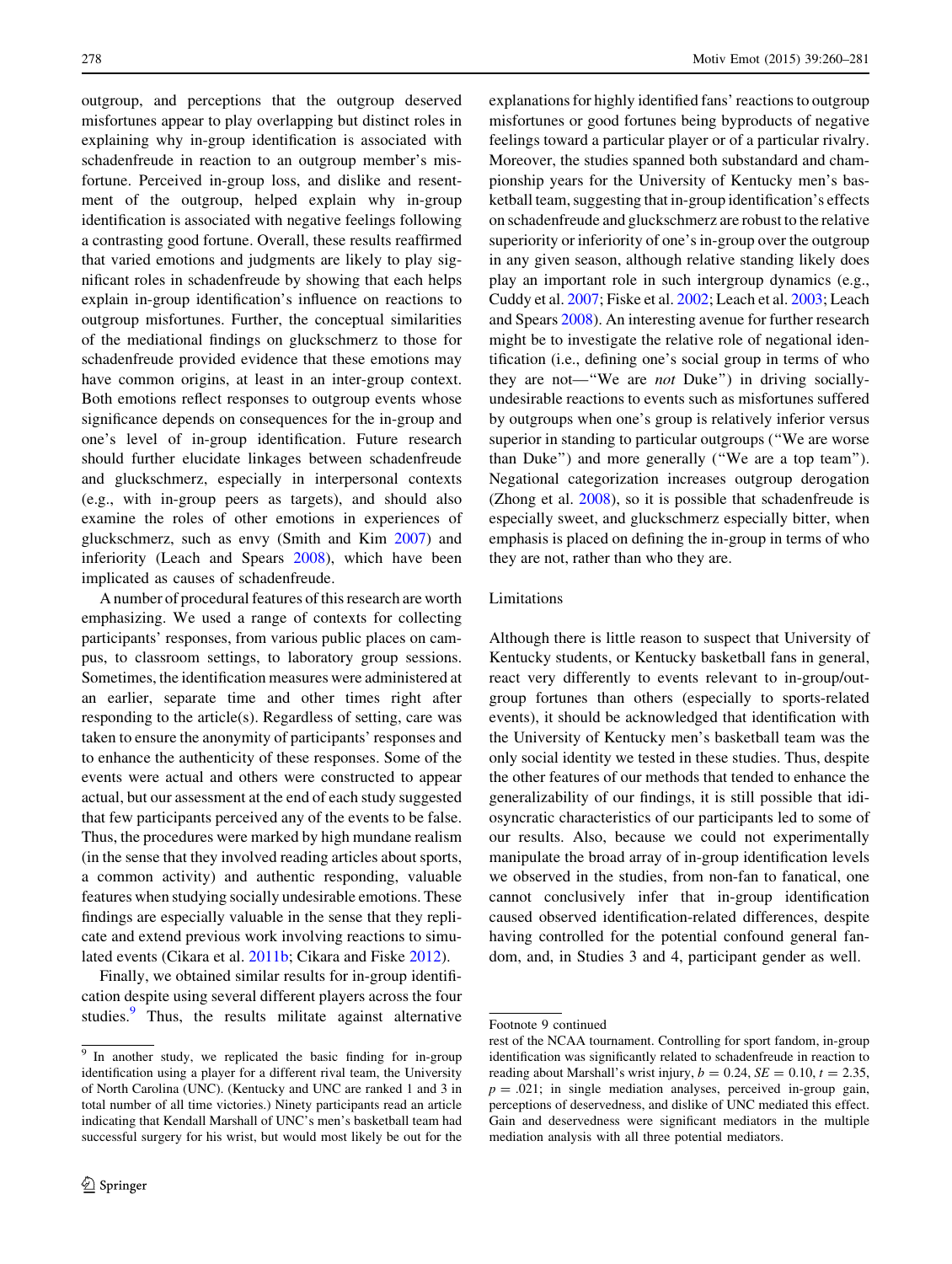outgroup, and perceptions that the outgroup deserved misfortunes appear to play overlapping but distinct roles in explaining why in-group identification is associated with schadenfreude in reaction to an outgroup member's misfortune. Perceived in-group loss, and dislike and resentment of the outgroup, helped explain why in-group identification is associated with negative feelings following a contrasting good fortune. Overall, these results reaffirmed that varied emotions and judgments are likely to play significant roles in schadenfreude by showing that each helps explain in-group identification's influence on reactions to outgroup misfortunes. Further, the conceptual similarities of the mediational findings on gluckschmerz to those for schadenfreude provided evidence that these emotions may have common origins, at least in an inter-group context. Both emotions reflect responses to outgroup events whose significance depends on consequences for the in-group and one's level of in-group identification. Future research should further elucidate linkages between schadenfreude and gluckschmerz, especially in interpersonal contexts (e.g., with in-group peers as targets), and should also examine the roles of other emotions in experiences of gluckschmerz, such as envy (Smith and Kim 2007) and inferiority (Leach and Spears 2008), which have been implicated as causes of schadenfreude.

A number of procedural features of this research are worth emphasizing. We used a range of contexts for collecting participants' responses, from various public places on campus, to classroom settings, to laboratory group sessions. Sometimes, the identification measures were administered at an earlier, separate time and other times right after responding to the article(s). Regardless of setting, care was taken to ensure the anonymity of participants' responses and to enhance the authenticity of these responses. Some of the events were actual and others were constructed to appear actual, but our assessment at the end of each study suggested that few participants perceived any of the events to be false. Thus, the procedures were marked by high mundane realism (in the sense that they involved reading articles about sports, a common activity) and authentic responding, valuable features when studying socially undesirable emotions. These findings are especially valuable in the sense that they replicate and extend previous work involving reactions to simulated events (Cikara et al. 2011b; Cikara and Fiske 2012).

Finally, we obtained similar results for in-group identification despite using several different players across the four studies.[9] Thus, the results militate against alternative explanations for highly identified fans' reactions to outgroup misfortunes or good fortunes being byproducts of negative feelings toward a particular player or of a particular rivalry. Moreover, the studies spanned both substandard and championship years for the University of Kentucky men's basketball team, suggesting that in-group identification's effects on schadenfreude and gluckschmerz are robust to the relative superiority or inferiority of one's in-group over the outgroup in any given season, although relative standing likely does play an important role in such intergroup dynamics (e.g., Cuddy et al. 2007; Fiske et al. 2002; Leach et al. 2003; Leach and Spears 2008). An interesting avenue for further research might be to investigate the relative role of negational identification (i.e., defining one's social group in terms of who they are not—"We are *not* Duke") in driving socially-undesirable reactions to events such as misfortunes suffered by outgroups when one's group is relatively inferior versus superior in standing to particular outgroups ("We are worse than Duke") and more generally ("We are a top team"). Negational categorization increases outgroup derogation (Zhong et al. 2008), so it is possible that schadenfreude is especially sweet, and gluckschmerz especially bitter, when emphasis is placed on defining the in-group in terms of who they are not, rather than who they are.

## Limitations

Although there is little reason to suspect that University of Kentucky students, or Kentucky basketball fans in general, react very differently to events relevant to in-group/outgroup fortunes than others (especially to sports-related events), it should be acknowledged that identification with the University of Kentucky men's basketball team was the only social identity we tested in these studies. Thus, despite the other features of our methods that tended to enhance the generalizability of our findings, it is still possible that idiosyncratic characteristics of our participants led to some of our results. Also, because we could not experimentally manipulate the broad array of in-group identification levels we observed in the studies, from non-fan to fanatical, one cannot conclusively infer that in-group identification caused observed identification-related differences, despite having controlled for the potential confound general fandom, and, in Studies 3 and 4, participant gender as well.

---

[9] In another study, we replicated the basic finding for in-group identification using a player for a different rival team, the University of North Carolina (UNC). (Kentucky and UNC are ranked 1 and 3 in total number of all time victories.) Ninety participants read an article indicating that Kendall Marshall of UNC's men's basketball team had successful surgery for his wrist, but would most likely be out for the rest of the NCAA tournament. Controlling for sport fandom, in-group identification was significantly related to schadenfreude in reaction to reading about Marshall's wrist injury, $b = 0.24$, $SE = 0.10$, $t = 2.35$, $p = .021$; in single mediation analyses, perceived in-group gain, perceptions of deservedness, and dislike of UNC mediated this effect. Gain and deservedness were significant mediators in the multiple mediation analysis with all three potential mediators.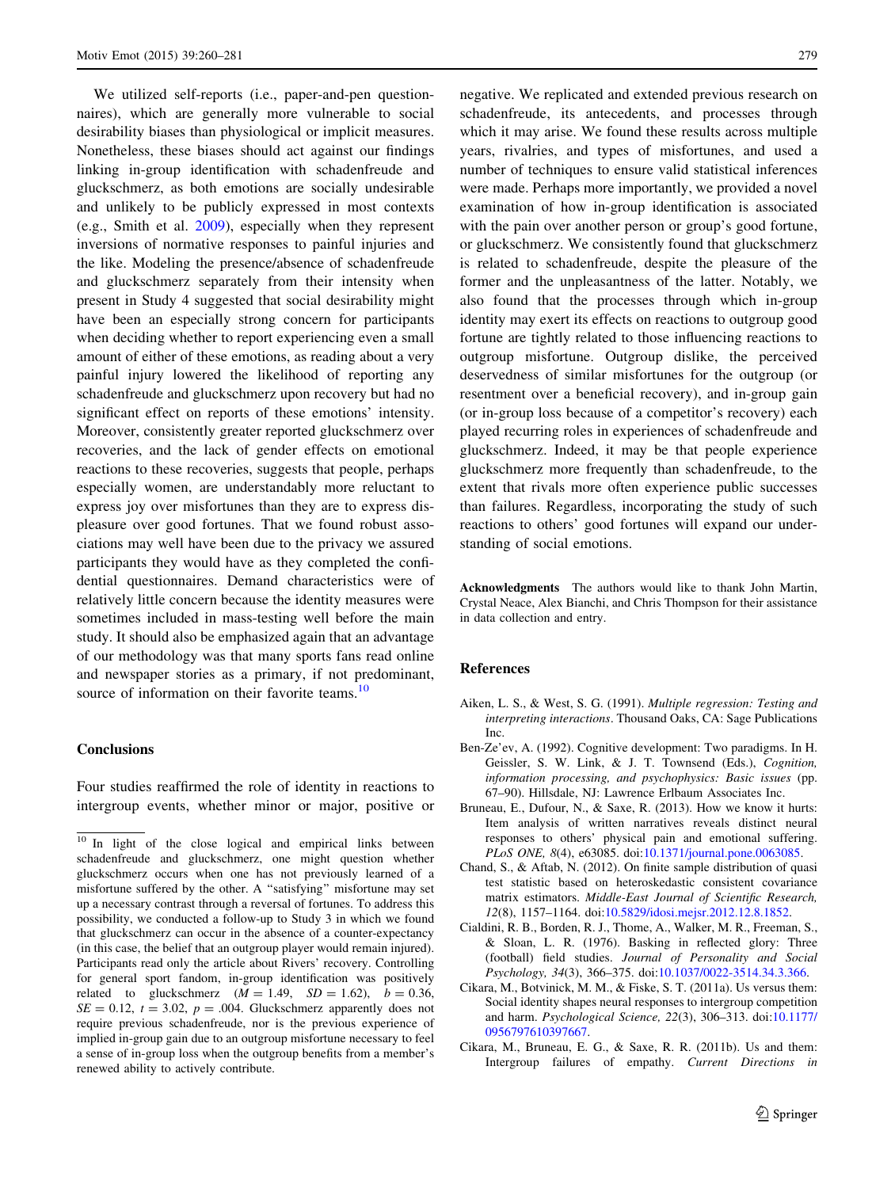We utilized self-reports (i.e., paper-and-pen questionnaires), which are generally more vulnerable to social desirability biases than physiological or implicit measures. Nonetheless, these biases should act against our findings linking in-group identification with schadenfreude and gluckschmerz, as both emotions are socially undesirable and unlikely to be publicly expressed in most contexts (e.g., Smith et al. 2009), especially when they represent inversions of normative responses to painful injuries and the like. Modeling the presence/absence of schadenfreude and gluckschmerz separately from their intensity when present in Study 4 suggested that social desirability might have been an especially strong concern for participants when deciding whether to report experiencing even a small amount of either of these emotions, as reading about a very painful injury lowered the likelihood of reporting any schadenfreude and gluckschmerz upon recovery but had no significant effect on reports of these emotions' intensity. Moreover, consistently greater reported gluckschmerz over recoveries, and the lack of gender effects on emotional reactions to these recoveries, suggests that people, perhaps especially women, are understandably more reluctant to express joy over misfortunes than they are to express displeasure over good fortunes. That we found robust associations may well have been due to the privacy we assured participants they would have as they completed the confidential questionnaires. Demand characteristics were of relatively little concern because the identity measures were sometimes included in mass-testing well before the main study. It should also be emphasized again that an advantage of our methodology was that many sports fans read online and newspaper stories as a primary, if not predominant, source of information on their favorite teams.[10]

## Conclusions

Four studies reaffirmed the role of identity in reactions to intergroup events, whether minor or major, positive or negative. We replicated and extended previous research on schadenfreude, its antecedents, and processes through which it may arise. We found these results across multiple years, rivalries, and types of misfortunes, and used a number of techniques to ensure valid statistical inferences were made. Perhaps more importantly, we provided a novel examination of how in-group identification is associated with the pain over another person or group's good fortune, or gluckschmerz. We consistently found that gluckschmerz is related to schadenfreude, despite the pleasure of the former and the unpleasantness of the latter. Notably, we also found that the processes through which in-group identity may exert its effects on reactions to outgroup good fortune are tightly related to those influencing reactions to outgroup misfortune. Outgroup dislike, the perceived deservedness of similar misfortunes for the outgroup (or resentment over a beneficial recovery), and in-group gain (or in-group loss because of a competitor's recovery) each played recurring roles in experiences of schadenfreude and gluckschmerz. Indeed, it may be that people experience gluckschmerz more frequently than schadenfreude, to the extent that rivals more often experience public successes than failures. Regardless, incorporating the study of such reactions to others' good fortunes will expand our understanding of social emotions.

[10] In light of the close logical and empirical links between schadenfreude and gluckschmerz, one might question whether gluckschmerz occurs when one has not previously learned of a misfortune suffered by the other. A "satisfying" misfortune may set up a necessary contrast through a reversal of fortunes. To address this possibility, we conducted a follow-up to Study 3 in which we found that gluckschmerz can occur in the absence of a counter-expectancy (in this case, the belief that an outgroup player would remain injured). Participants read only the article about Rivers' recovery. Controlling for general sport fandom, in-group identification was positively related to gluckschmerz ($M = 1.49$, $SD = 1.62$), $b = 0.36$, $SE = 0.12$, $t = 3.02$, $p = .004$. Gluckschmerz apparently does not require previous schadenfreude, nor is the previous experience of implied in-group gain due to an outgroup misfortune necessary to feel a sense of in-group loss when the outgroup benefits from a member's renewed ability to actively contribute.

**Acknowledgments** The authors would like to thank John Martin, Crystal Neace, Alex Bianchi, and Chris Thompson for their assistance in data collection and entry.

## References

Aiken, L. S., & West, S. G. (1991). *Multiple regression: Testing and interpreting interactions*. Thousand Oaks, CA: Sage Publications Inc.

Ben-Ze'ev, A. (1992). Cognitive development: Two paradigms. In H. Geissler, S. W. Link, & J. T. Townsend (Eds.), *Cognition, information processing, and psychophysics: Basic issues* (pp. 67–90). Hillsdale, NJ: Lawrence Erlbaum Associates Inc.

Bruneau, E., Dufour, N., & Saxe, R. (2013). How we know it hurts: Item analysis of written narratives reveals distinct neural responses to others' physical pain and emotional suffering. *PLoS ONE, 8*(4), e63085. doi:10.1371/journal.pone.0063085.

Chand, S., & Aftab, N. (2012). On finite sample distribution of quasi test statistic based on heteroskedastic consistent covariance matrix estimators. *Middle-East Journal of Scientific Research, 12*(8), 1157–1164. doi:10.5829/idosi.mejsr.2012.12.8.1852.

Cialdini, R. B., Borden, R. J., Thome, A., Walker, M. R., Freeman, S., & Sloan, L. R. (1976). Basking in reflected glory: Three (football) field studies. *Journal of Personality and Social Psychology, 34*(3), 366–375. doi:10.1037/0022-3514.34.3.366.

Cikara, M., Botvinick, M. M., & Fiske, S. T. (2011a). Us versus them: Social identity shapes neural responses to intergroup competition and harm. *Psychological Science, 22*(3), 306–313. doi:10.1177/0956797610397667.

Cikara, M., Bruneau, E. G., & Saxe, R. R. (2011b). Us and them: Intergroup failures of empathy. *Current Directions in*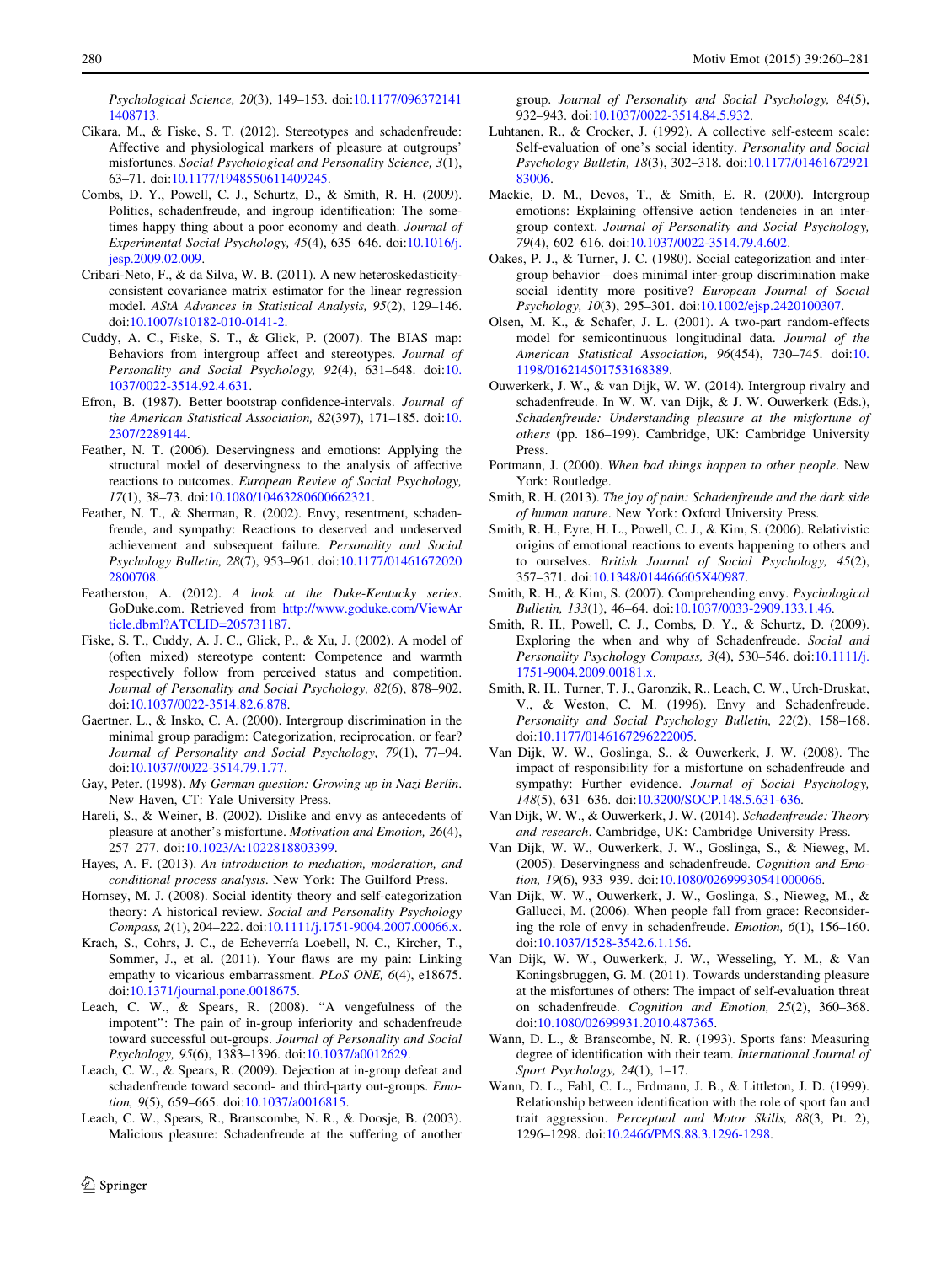*Psychological Science, 20*(3), 149–153. doi:10.1177/0963721411408713.

Cikara, M., & Fiske, S. T. (2012). Stereotypes and schadenfreude: Affective and physiological markers of pleasure at outgroups' misfortunes. *Social Psychological and Personality Science, 3*(1), 63–71. doi:10.1177/1948550611409245.

Combs, D. Y., Powell, C. J., Schurtz, D., & Smith, R. H. (2009). Politics, schadenfreude, and ingroup identification: The sometimes happy thing about a poor economy and death. *Journal of Experimental Social Psychology, 45*(4), 635–646. doi:10.1016/j.jesp.2009.02.009.

Cribari-Neto, F., & da Silva, W. B. (2011). A new heteroskedasticity-consistent covariance matrix estimator for the linear regression model. *AStA Advances in Statistical Analysis, 95*(2), 129–146. doi:10.1007/s10182-010-0141-2.

Cuddy, A. C., Fiske, S. T., & Glick, P. (2007). The BIAS map: Behaviors from intergroup affect and stereotypes. *Journal of Personality and Social Psychology, 92*(4), 631–648. doi:10.1037/0022-3514.92.4.631.

Efron, B. (1987). Better bootstrap confidence-intervals. *Journal of the American Statistical Association, 82*(397), 171–185. doi:10.2307/2289144.

Feather, N. T. (2006). Deservingness and emotions: Applying the structural model of deservingness to the analysis of affective reactions to outcomes. *European Review of Social Psychology, 17*(1), 38–73. doi:10.1080/10463280600662321.

Feather, N. T., & Sherman, R. (2002). Envy, resentment, schadenfreude, and sympathy: Reactions to deserved and undeserved achievement and subsequent failure. *Personality and Social Psychology Bulletin, 28*(7), 953–961. doi:10.1177/014616720202800708.

Featherston, A. (2012). *A look at the Duke-Kentucky series*. GoDuke.com. Retrieved from http://www.goduke.com/ViewArticle.dbml?ATCLID=205731187.

Fiske, S. T., Cuddy, A. J. C., Glick, P., & Xu, J. (2002). A model of (often mixed) stereotype content: Competence and warmth respectively follow from perceived status and competition. *Journal of Personality and Social Psychology, 82*(6), 878–902. doi:10.1037/0022-3514.82.6.878.

Gaertner, L., & Insko, C. A. (2000). Intergroup discrimination in the minimal group paradigm: Categorization, reciprocation, or fear? *Journal of Personality and Social Psychology, 79*(1), 77–94. doi:10.1037//0022-3514.79.1.77.

Gay, Peter. (1998). *My German question: Growing up in Nazi Berlin*. New Haven, CT: Yale University Press.

Hareli, S., & Weiner, B. (2002). Dislike and envy as antecedents of pleasure at another's misfortune. *Motivation and Emotion, 26*(4), 257–277. doi:10.1023/A:1022818803399.

Hayes, A. F. (2013). *An introduction to mediation, moderation, and conditional process analysis*. New York: The Guilford Press.

Hornsey, M. J. (2008). Social identity theory and self-categorization theory: A historical review. *Social and Personality Psychology Compass, 2*(1), 204–222. doi:10.1111/j.1751-9004.2007.00066.x.

Krach, S., Cohrs, J. C., de Echeverría Loebell, N. C., Kircher, T., Sommer, J., et al. (2011). Your flaws are my pain: Linking empathy to vicarious embarrassment. *PLoS ONE, 6*(4), e18675. doi:10.1371/journal.pone.0018675.

Leach, C. W., & Spears, R. (2008). "A vengefulness of the impotent": The pain of in-group inferiority and schadenfreude toward successful out-groups. *Journal of Personality and Social Psychology, 95*(6), 1383–1396. doi:10.1037/a0012629.

Leach, C. W., & Spears, R. (2009). Dejection at in-group defeat and schadenfreude toward second- and third-party out-groups. *Emotion, 9*(5), 659–665. doi:10.1037/a0016815.

Leach, C. W., Spears, R., Branscombe, N. R., & Doosje, B. (2003). Malicious pleasure: Schadenfreude at the suffering of another group. *Journal of Personality and Social Psychology, 84*(5), 932–943. doi:10.1037/0022-3514.84.5.932.

Luhtanen, R., & Crocker, J. (1992). A collective self-esteem scale: Self-evaluation of one's social identity. *Personality and Social Psychology Bulletin, 18*(3), 302–318. doi:10.1177/0146167292183006.

Mackie, D. M., Devos, T., & Smith, E. R. (2000). Intergroup emotions: Explaining offensive action tendencies in an intergroup context. *Journal of Personality and Social Psychology, 79*(4), 602–616. doi:10.1037/0022-3514.79.4.602.

Oakes, P. J., & Turner, J. C. (1980). Social categorization and intergroup behavior—does minimal inter-group discrimination make social identity more positive? *European Journal of Social Psychology, 10*(3), 295–301. doi:10.1002/ejsp.2420100307.

Olsen, M. K., & Schafer, J. L. (2001). A two-part random-effects model for semicontinuous longitudinal data. *Journal of the American Statistical Association, 96*(454), 730–745. doi:10.1198/016214501753168389.

Ouwerkerk, J. W., & van Dijk, W. W. (2014). Intergroup rivalry and schadenfreude. In W. W. van Dijk, & J. W. Ouwerkerk (Eds.), *Schadenfreude: Understanding pleasure at the misfortune of others* (pp. 186–199). Cambridge, UK: Cambridge University Press.

Portmann, J. (2000). *When bad things happen to other people*. New York: Routledge.

Smith, R. H. (2013). *The joy of pain: Schadenfreude and the dark side of human nature*. New York: Oxford University Press.

Smith, R. H., Eyre, H. L., Powell, C. J., & Kim, S. (2006). Relativistic origins of emotional reactions to events happening to others and to ourselves. *British Journal of Social Psychology, 45*(2), 357–371. doi:10.1348/014466605X40987.

Smith, R. H., & Kim, S. (2007). Comprehending envy. *Psychological Bulletin, 133*(1), 46–64. doi:10.1037/0033-2909.133.1.46.

Smith, R. H., Powell, C. J., Combs, D. Y., & Schurtz, D. (2009). Exploring the when and why of Schadenfreude. *Social and Personality Psychology Compass, 3*(4), 530–546. doi:10.1111/j.1751-9004.2009.00181.x.

Smith, R. H., Turner, T. J., Garonzik, R., Leach, C. W., Urch-Druskat, V., & Weston, C. M. (1996). Envy and Schadenfreude. *Personality and Social Psychology Bulletin, 22*(2), 158–168. doi:10.1177/0146167296222005.

Van Dijk, W. W., Goslinga, S., & Ouwerkerk, J. W. (2008). The impact of responsibility for a misfortune on schadenfreude and sympathy: Further evidence. *Journal of Social Psychology, 148*(5), 631–636. doi:10.3200/SOCP.148.5.631-636.

Van Dijk, W. W., & Ouwerkerk, J. W. (2014). *Schadenfreude: Theory and research*. Cambridge, UK: Cambridge University Press.

Van Dijk, W. W., Ouwerkerk, J. W., Goslinga, S., & Nieweg, M. (2005). Deservingness and schadenfreude. *Cognition and Emotion, 19*(6), 933–939. doi:10.1080/02699930541000066.

Van Dijk, W. W., Ouwerkerk, J. W., Goslinga, S., Nieweg, M., & Gallucci, M. (2006). When people fall from grace: Reconsidering the role of envy in schadenfreude. *Emotion, 6*(1), 156–160. doi:10.1037/1528-3542.6.1.156.

Van Dijk, W. W., Ouwerkerk, J. W., Wesseling, Y. M., & Van Koningsbruggen, G. M. (2011). Towards understanding pleasure at the misfortunes of others: The impact of self-evaluation threat on schadenfreude. *Cognition and Emotion, 25*(2), 360–368. doi:10.1080/02699931.2010.487365.

Wann, D. L., & Branscombe, N. R. (1993). Sports fans: Measuring degree of identification with their team. *International Journal of Sport Psychology, 24*(1), 1–17.

Wann, D. L., Fahl, C. L., Erdmann, J. B., & Littleton, J. D. (1999). Relationship between identification with the role of sport fan and trait aggression. *Perceptual and Motor Skills, 88*(3, Pt. 2), 1296–1298. doi:10.2466/PMS.88.3.1296-1298.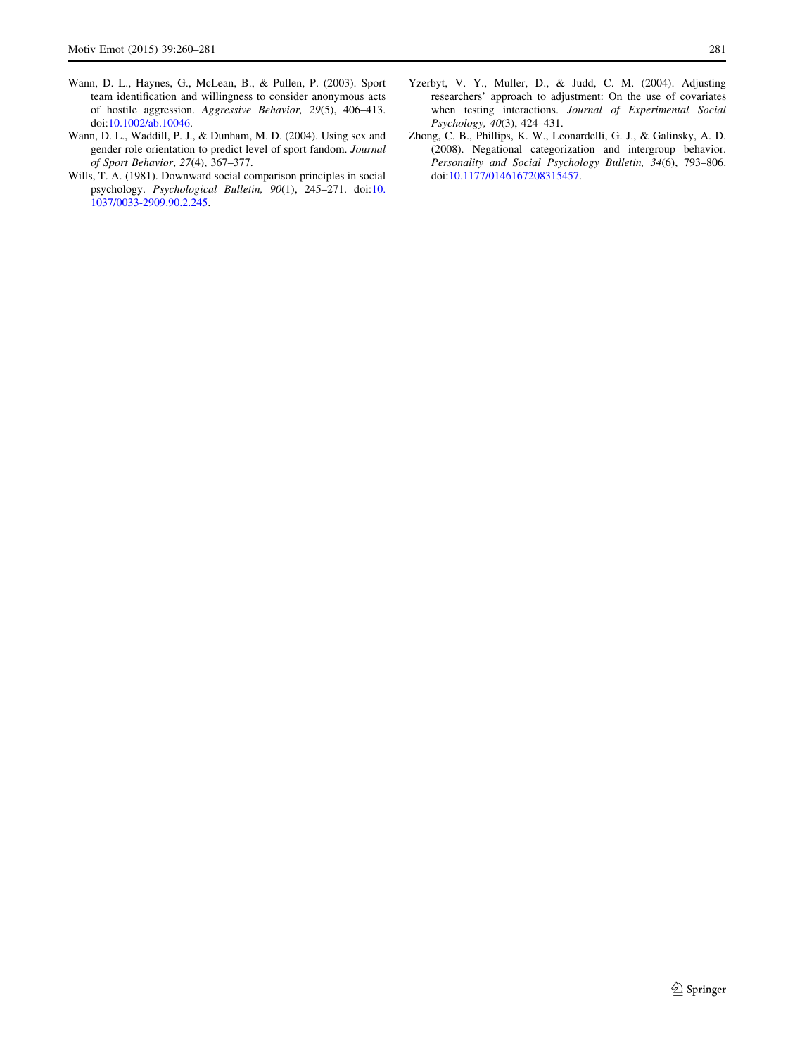Wann, D. L., Haynes, G., McLean, B., & Pullen, P. (2003). Sport team identification and willingness to consider anonymous acts of hostile aggression. *Aggressive Behavior, 29*(5), 406–413. doi:10.1002/ab.10046.

Wann, D. L., Waddill, P. J., & Dunham, M. D. (2004). Using sex and gender role orientation to predict level of sport fandom. *Journal of Sport Behavior*, *27*(4), 367–377.

Wills, T. A. (1981). Downward social comparison principles in social psychology. *Psychological Bulletin, 90*(1), 245–271. doi:10.1037/0033-2909.90.2.245.

Yzerbyt, V. Y., Muller, D., & Judd, C. M. (2004). Adjusting researchers' approach to adjustment: On the use of covariates when testing interactions. *Journal of Experimental Social Psychology, 40*(3), 424–431.

Zhong, C. B., Phillips, K. W., Leonardelli, G. J., & Galinsky, A. D. (2008). Negational categorization and intergroup behavior. *Personality and Social Psychology Bulletin, 34*(6), 793–806. doi:10.1177/0146167208315457.